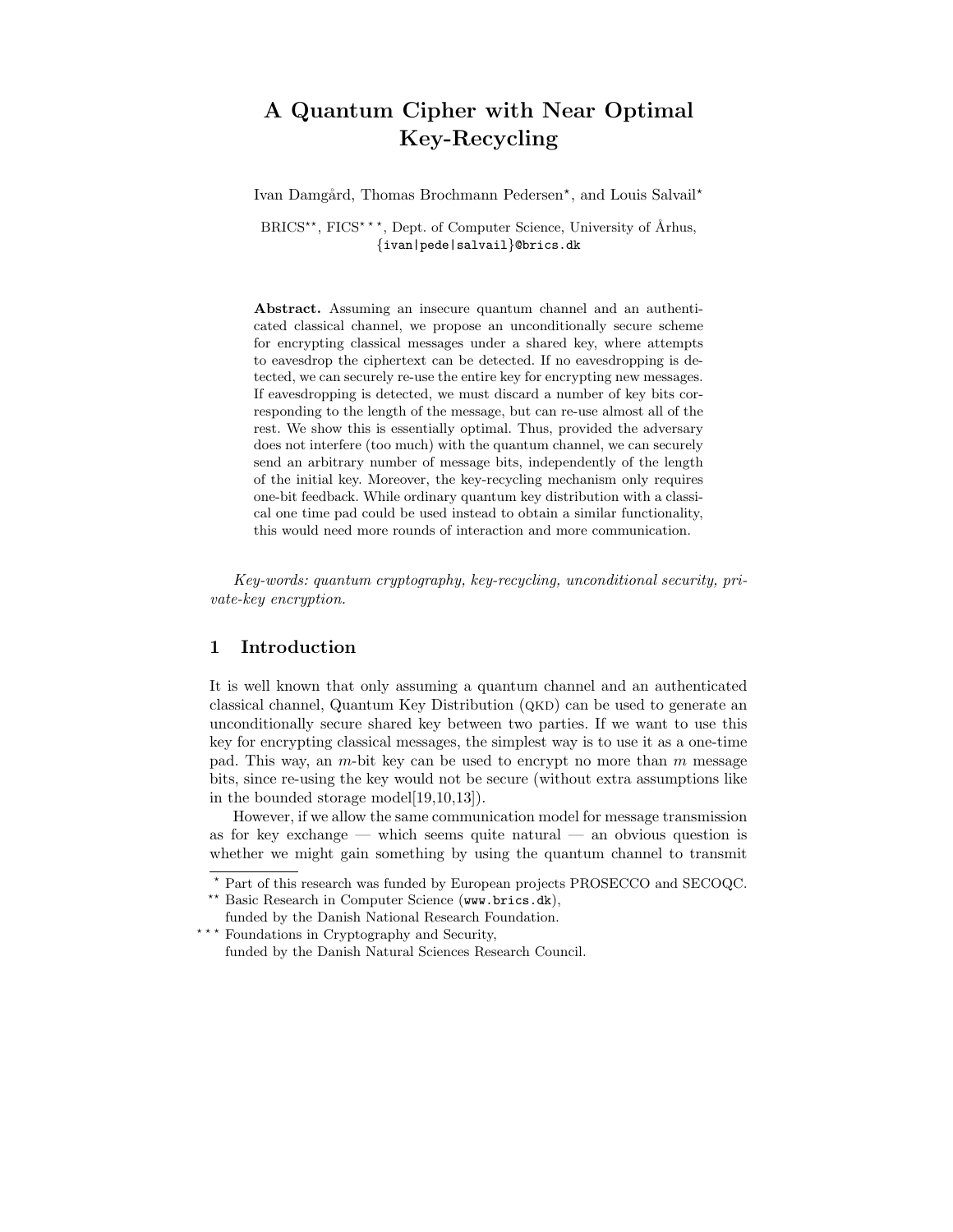# A Quantum Cipher with Near Optimal Key-Recycling

Ivan Damgård, Thomas Brochmann Pedersen*, and Louis Salvail*

BRICS**, FICS***, Dept. of Computer Science, University of Århus, {ivan|pede|salvail}@brics.dk

**Abstract.** Assuming an insecure quantum channel and an authenticated classical channel, we propose an unconditionally secure scheme for encrypting classical messages under a shared key, where attempts to eavesdrop the ciphertext can be detected. If no eavesdropping is detected, we can securely re-use the entire key for encrypting new messages. If eavesdropping is detected, we must discard a number of key bits corresponding to the length of the message, but can re-use almost all of the rest. We show this is essentially optimal. Thus, provided the adversary does not interfere (too much) with the quantum channel, we can securely send an arbitrary number of message bits, independently of the length of the initial key. Moreover, the key-recycling mechanism only requires one-bit feedback. While ordinary quantum key distribution with a classical one time pad could be used instead to obtain a similar functionality, this would need more rounds of interaction and more communication.

*Key-words: quantum cryptography, key-recycling, unconditional security, private-key encryption.*

## 1 Introduction

It is well known that only assuming a quantum channel and an authenticated classical channel, Quantum Key Distribution (QKD) can be used to generate an unconditionally secure shared key between two parties. If we want to use this key for encrypting classical messages, the simplest way is to use it as a one-time pad. This way, an $m$-bit key can be used to encrypt no more than $m$ message bits, since re-using the key would not be secure (without extra assumptions like in the bounded storage model[19,10,13]).

However, if we allow the same communication model for message transmission as for key exchange — which seems quite natural — an obvious question is whether we might gain something by using the quantum channel to transmit

---

* Part of this research was funded by European projects PROSECCO and SECOQC.

** Basic Research in Computer Science (www.brics.dk), funded by the Danish National Research Foundation.

*** Foundations in Cryptography and Security, funded by the Danish Natural Sciences Research Council.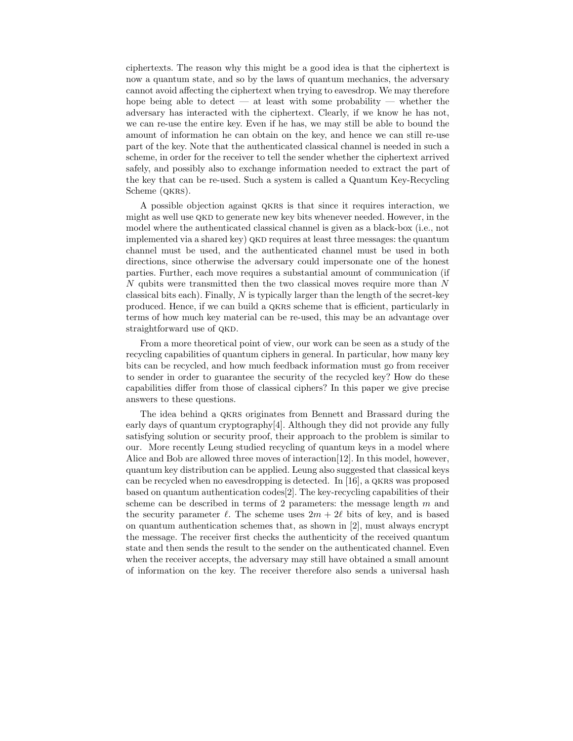ciphertexts. The reason why this might be a good idea is that the ciphertext is now a quantum state, and so by the laws of quantum mechanics, the adversary cannot avoid affecting the ciphertext when trying to eavesdrop. We may therefore hope being able to detect — at least with some probability — whether the adversary has interacted with the ciphertext. Clearly, if we know he has not, we can re-use the entire key. Even if he has, we may still be able to bound the amount of information he can obtain on the key, and hence we can still re-use part of the key. Note that the authenticated classical channel is needed in such a scheme, in order for the receiver to tell the sender whether the ciphertext arrived safely, and possibly also to exchange information needed to extract the part of the key that can be re-used. Such a system is called a Quantum Key-Recycling Scheme (QKRS).

A possible objection against QKRS is that since it requires interaction, we might as well use QKD to generate new key bits whenever needed. However, in the model where the authenticated classical channel is given as a black-box (i.e., not implemented via a shared key) QKD requires at least three messages: the quantum channel must be used, and the authenticated channel must be used in both directions, since otherwise the adversary could impersonate one of the honest parties. Further, each move requires a substantial amount of communication (if $N$ qubits were transmitted then the two classical moves require more than $N$ classical bits each). Finally, $N$ is typically larger than the length of the secret-key produced. Hence, if we can build a QKRS scheme that is efficient, particularly in terms of how much key material can be re-used, this may be an advantage over straightforward use of QKD.

From a more theoretical point of view, our work can be seen as a study of the recycling capabilities of quantum ciphers in general. In particular, how many key bits can be recycled, and how much feedback information must go from receiver to sender in order to guarantee the security of the recycled key? How do these capabilities differ from those of classical ciphers? In this paper we give precise answers to these questions.

The idea behind a QKRS originates from Bennett and Brassard during the early days of quantum cryptography[4]. Although they did not provide any fully satisfying solution or security proof, their approach to the problem is similar to our. More recently Leung studied recycling of quantum keys in a model where Alice and Bob are allowed three moves of interaction[12]. In this model, however, quantum key distribution can be applied. Leung also suggested that classical keys can be recycled when no eavesdropping is detected. In [16], a QKRS was proposed based on quantum authentication codes[2]. The key-recycling capabilities of their scheme can be described in terms of 2 parameters: the message length $m$ and the security parameter $\ell$. The scheme uses $2m + 2\ell$ bits of key, and is based on quantum authentication schemes that, as shown in [2], must always encrypt the message. The receiver first checks the authenticity of the received quantum state and then sends the result to the sender on the authenticated channel. Even when the receiver accepts, the adversary may still have obtained a small amount of information on the key. The receiver therefore also sends a universal hash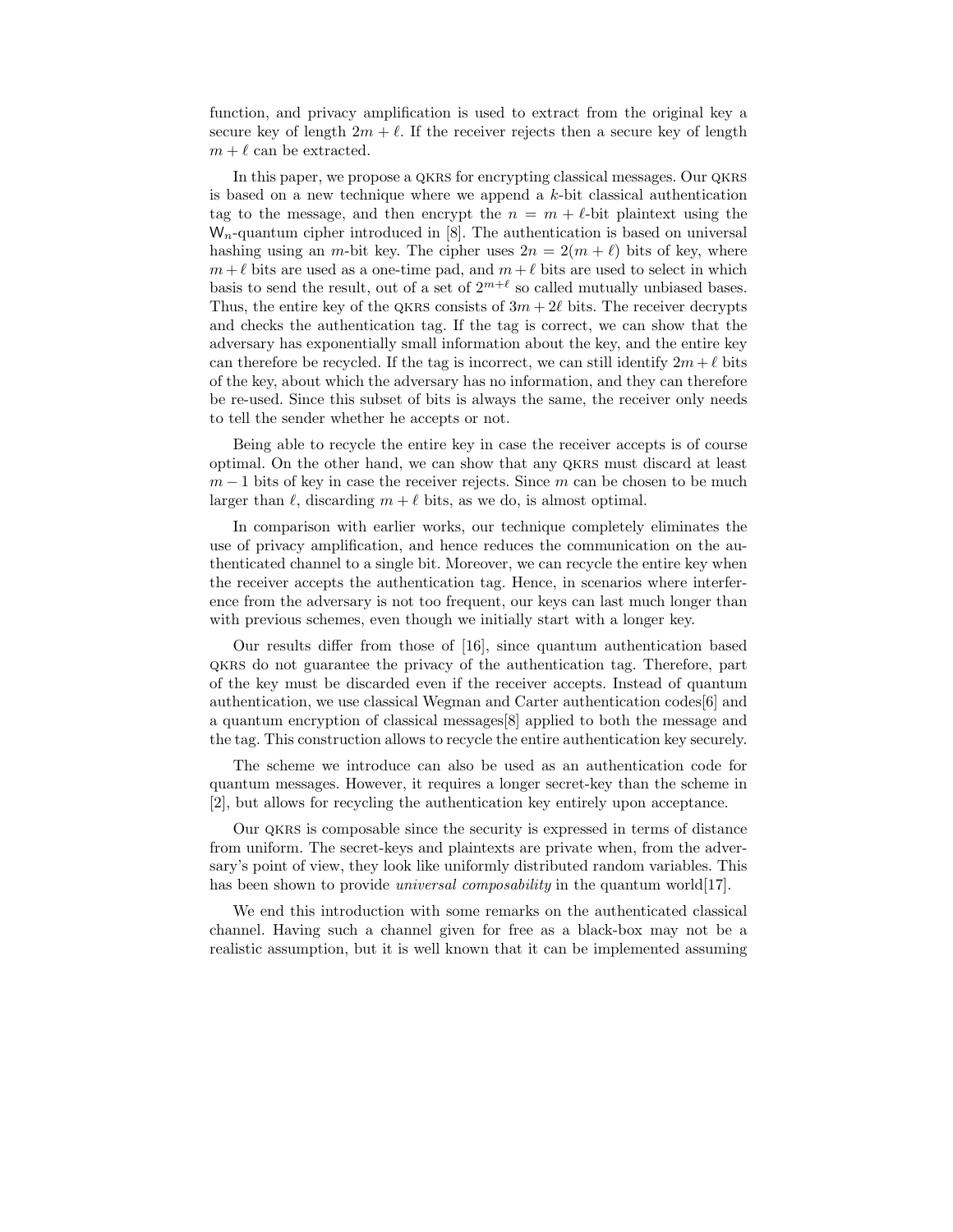function, and privacy amplification is used to extract from the original key a secure key of length $2m + \ell$. If the receiver rejects then a secure key of length $m + \ell$ can be extracted.

In this paper, we propose a QKRS for encrypting classical messages. Our QKRS is based on a new technique where we append a $k$-bit classical authentication tag to the message, and then encrypt the $n = m + \ell$-bit plaintext using the $\mathsf{W}_n$-quantum cipher introduced in [8]. The authentication is based on universal hashing using an $m$-bit key. The cipher uses $2n = 2(m + \ell)$ bits of key, where $m + \ell$ bits are used as a one-time pad, and $m + \ell$ bits are used to select in which basis to send the result, out of a set of $2^{m+\ell}$ so called mutually unbiased bases. Thus, the entire key of the QKRS consists of $3m + 2\ell$ bits. The receiver decrypts and checks the authentication tag. If the tag is correct, we can show that the adversary has exponentially small information about the key, and the entire key can therefore be recycled. If the tag is incorrect, we can still identify $2m + \ell$ bits of the key, about which the adversary has no information, and they can therefore be re-used. Since this subset of bits is always the same, the receiver only needs to tell the sender whether he accepts or not.

Being able to recycle the entire key in case the receiver accepts is of course optimal. On the other hand, we can show that any QKRS must discard at least $m - 1$ bits of key in case the receiver rejects. Since $m$ can be chosen to be much larger than $\ell$, discarding $m + \ell$ bits, as we do, is almost optimal.

In comparison with earlier works, our technique completely eliminates the use of privacy amplification, and hence reduces the communication on the authenticated channel to a single bit. Moreover, we can recycle the entire key when the receiver accepts the authentication tag. Hence, in scenarios where interference from the adversary is not too frequent, our keys can last much longer than with previous schemes, even though we initially start with a longer key.

Our results differ from those of [16], since quantum authentication based QKRS do not guarantee the privacy of the authentication tag. Therefore, part of the key must be discarded even if the receiver accepts. Instead of quantum authentication, we use classical Wegman and Carter authentication codes[6] and a quantum encryption of classical messages[8] applied to both the message and the tag. This construction allows to recycle the entire authentication key securely.

The scheme we introduce can also be used as an authentication code for quantum messages. However, it requires a longer secret-key than the scheme in [2], but allows for recycling the authentication key entirely upon acceptance.

Our QKRS is composable since the security is expressed in terms of distance from uniform. The secret-keys and plaintexts are private when, from the adversary's point of view, they look like uniformly distributed random variables. This has been shown to provide *universal composability* in the quantum world[17].

We end this introduction with some remarks on the authenticated classical channel. Having such a channel given for free as a black-box may not be a realistic assumption, but it is well known that it can be implemented assuming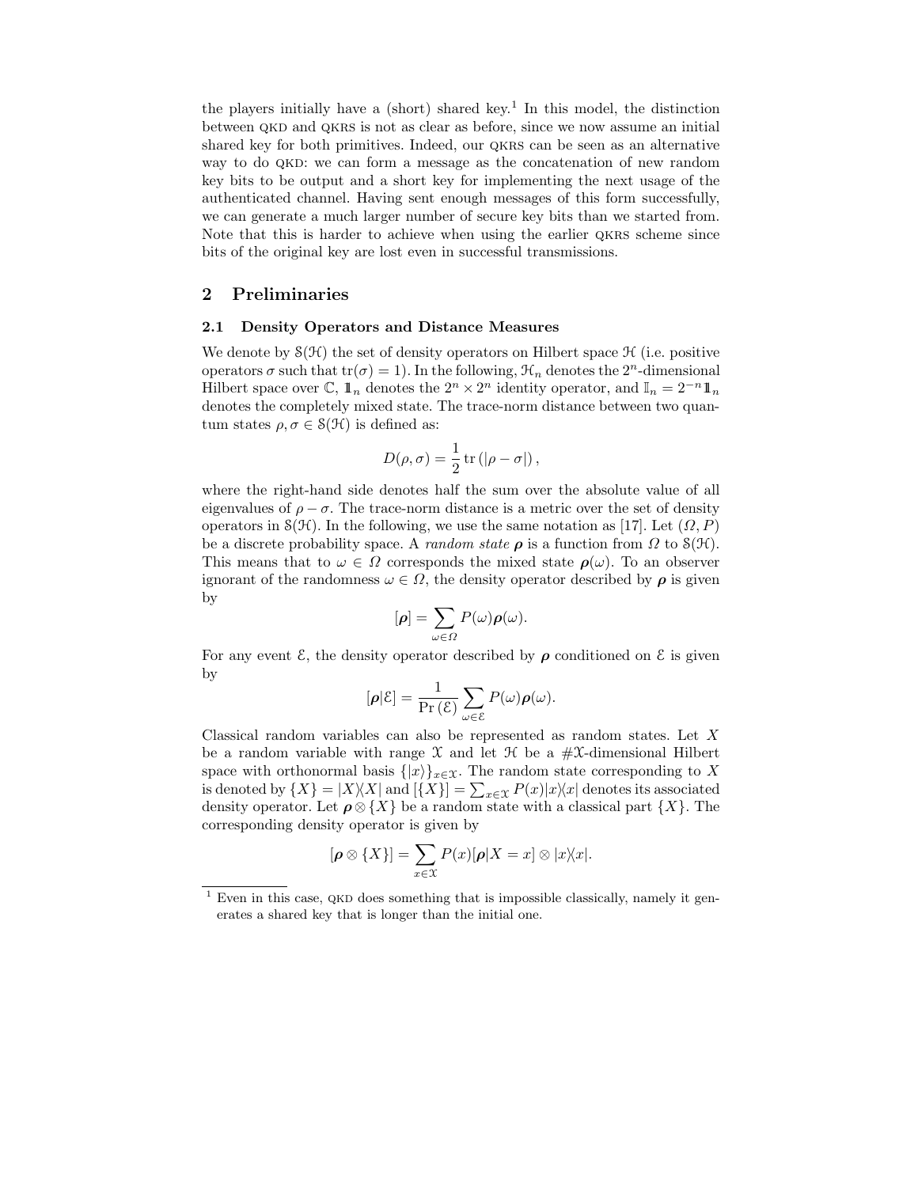the players initially have a (short) shared key.[1] In this model, the distinction between QKD and QKRS is not as clear as before, since we now assume an initial shared key for both primitives. Indeed, our QKRS can be seen as an alternative way to do QKD: we can form a message as the concatenation of new random key bits to be output and a short key for implementing the next usage of the authenticated channel. Having sent enough messages of this form successfully, we can generate a much larger number of secure key bits than we started from. Note that this is harder to achieve when using the earlier QKRS scheme since bits of the original key are lost even in successful transmissions.

## 2 Preliminaries

### 2.1 Density Operators and Distance Measures

We denote by $\mathcal{S}(\mathcal{H})$ the set of density operators on Hilbert space $\mathcal{H}$ (i.e. positive operators $\sigma$ such that $\mathrm{tr}(\sigma) = 1$). In the following, $\mathcal{H}_n$ denotes the $2^n$-dimensional Hilbert space over $\mathbb{C}$, $\mathbb{1}_n$ denotes the $2^n \times 2^n$ identity operator, and $\mathbb{I}_n = 2^{-n}\mathbb{1}_n$ denotes the completely mixed state. The trace-norm distance between two quantum states $\rho, \sigma \in \mathcal{S}(\mathcal{H})$ is defined as:

$$D(\rho, \sigma) = \frac{1}{2}\,\mathrm{tr}\left(|\rho - \sigma|\right),$$

where the right-hand side denotes half the sum over the absolute value of all eigenvalues of $\rho - \sigma$. The trace-norm distance is a metric over the set of density operators in $\mathcal{S}(\mathcal{H})$. In the following, we use the same notation as [17]. Let $(\Omega, P)$ be a discrete probability space. A *random state* $\boldsymbol{\rho}$ is a function from $\Omega$ to $\mathcal{S}(\mathcal{H})$. This means that to $\omega \in \Omega$ corresponds the mixed state $\boldsymbol{\rho}(\omega)$. To an observer ignorant of the randomness $\omega \in \Omega$, the density operator described by $\boldsymbol{\rho}$ is given by

$$[\boldsymbol{\rho}] = \sum_{\omega \in \Omega} P(\omega)\boldsymbol{\rho}(\omega).$$

For any event $\mathcal{E}$, the density operator described by $\boldsymbol{\rho}$ conditioned on $\mathcal{E}$ is given by

$$[\boldsymbol{\rho}|\mathcal{E}] = \frac{1}{\Pr(\mathcal{E})} \sum_{\omega \in \mathcal{E}} P(\omega)\boldsymbol{\rho}(\omega).$$

Classical random variables can also be represented as random states. Let $X$ be a random variable with range $\mathcal{X}$ and let $\mathcal{H}$ be a $\#\mathcal{X}$-dimensional Hilbert space with orthonormal basis $\{|x\rangle\}_{x \in \mathcal{X}}$. The random state corresponding to $X$ is denoted by $\{X\} = |X\rangle\langle X|$ and $[\{X\}] = \sum_{x \in \mathcal{X}} P(x)|x\rangle\langle x|$ denotes its associated density operator. Let $\boldsymbol{\rho} \otimes \{X\}$ be a random state with a classical part $\{X\}$. The corresponding density operator is given by

$$[\boldsymbol{\rho} \otimes \{X\}] = \sum_{x \in \mathcal{X}} P(x)[\boldsymbol{\rho}|X = x] \otimes |x\rangle\langle x|.$$

[1] Even in this case, QKD does something that is impossible classically, namely it generates a shared key that is longer than the initial one.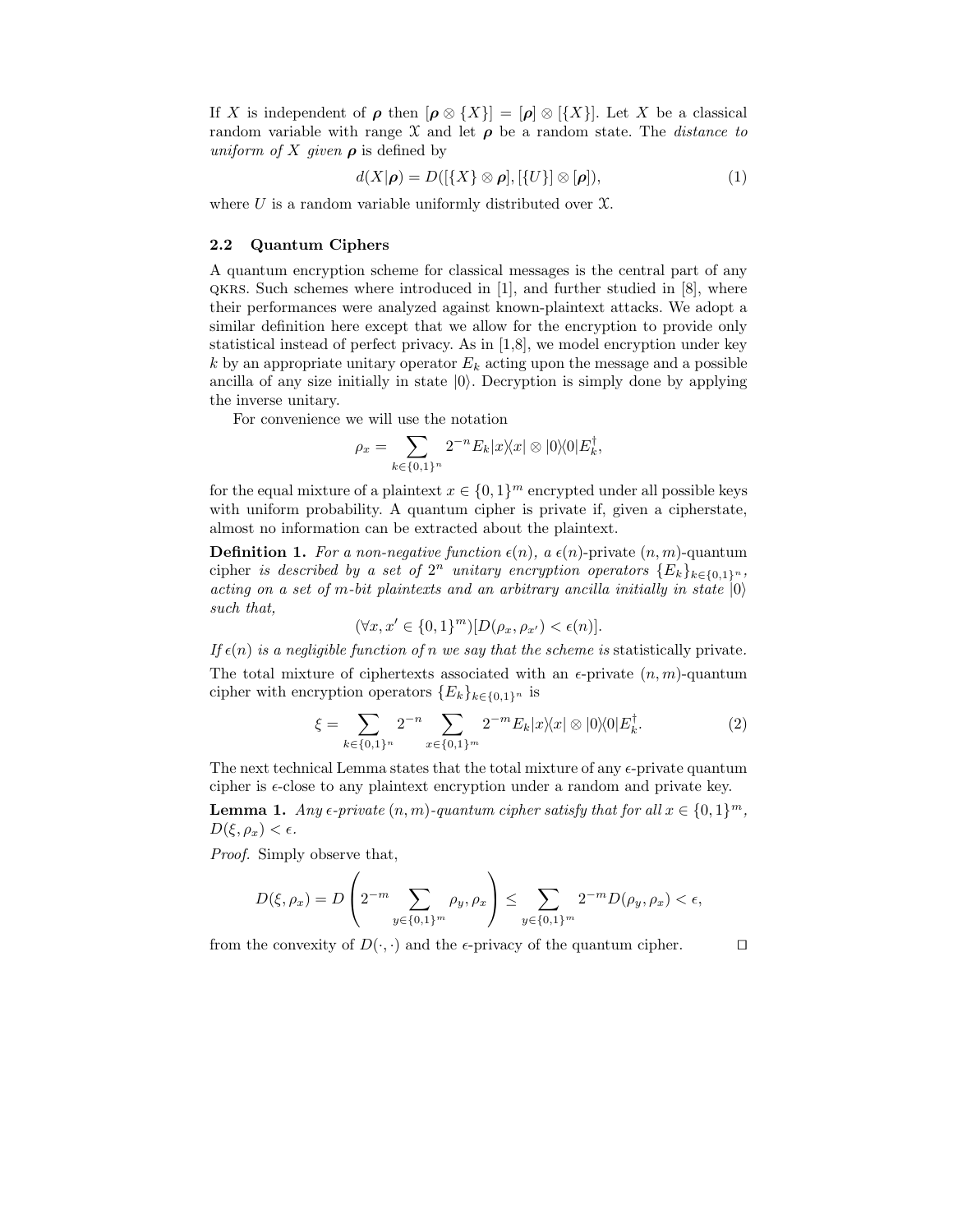If $X$ is independent of $\boldsymbol{\rho}$ then $[\boldsymbol{\rho} \otimes \{X\}] = [\boldsymbol{\rho}] \otimes [\{X\}]$. Let $X$ be a classical random variable with range $\mathcal{X}$ and let $\boldsymbol{\rho}$ be a random state. The *distance to uniform of $X$ given $\boldsymbol{\rho}$* is defined by

$$d(X|\boldsymbol{\rho}) = D([\{X\} \otimes \boldsymbol{\rho}], [\{U\}] \otimes [\boldsymbol{\rho}]), \tag{1}$$

where $U$ is a random variable uniformly distributed over $\mathcal{X}$.

### 2.2 Quantum Ciphers

A quantum encryption scheme for classical messages is the central part of any QKRS. Such schemes where introduced in [1], and further studied in [8], where their performances were analyzed against known-plaintext attacks. We adopt a similar definition here except that we allow for the encryption to provide only statistical instead of perfect privacy. As in [1,8], we model encryption under key $k$ by an appropriate unitary operator $E_k$ acting upon the message and a possible ancilla of any size initially in state $|0\rangle$. Decryption is simply done by applying the inverse unitary.

For convenience we will use the notation

$$\rho_x = \sum_{k \in \{0,1\}^n} 2^{-n} E_k |x\rangle\langle x| \otimes |0\rangle\langle 0| E_k^\dagger,$$

for the equal mixture of a plaintext $x \in \{0,1\}^m$ encrypted under all possible keys with uniform probability. A quantum cipher is private if, given a cipherstate, almost no information can be extracted about the plaintext.

**Definition 1.** *For a non-negative function $\epsilon(n)$, a $\epsilon(n)$-private $(n,m)$-quantum cipher is described by a set of $2^n$ unitary encryption operators $\{E_k\}_{k \in \{0,1\}^n}$, acting on a set of $m$-bit plaintexts and an arbitrary ancilla initially in state $|0\rangle$ such that,*

$$(\forall x, x' \in \{0,1\}^m)[D(\rho_x, \rho_{x'}) < \epsilon(n)].$$

*If $\epsilon(n)$ is a negligible function of $n$ we say that the scheme is* statistically private.

The total mixture of ciphertexts associated with an $\epsilon$-private $(n,m)$-quantum cipher with encryption operators $\{E_k\}_{k \in \{0,1\}^n}$ is

$$\xi = \sum_{k \in \{0,1\}^n} 2^{-n} \sum_{x \in \{0,1\}^m} 2^{-m} E_k |x\rangle\langle x| \otimes |0\rangle\langle 0| E_k^\dagger. \tag{2}$$

The next technical Lemma states that the total mixture of any $\epsilon$-private quantum cipher is $\epsilon$-close to any plaintext encryption under a random and private key.

**Lemma 1.** *Any $\epsilon$-private $(n,m)$-quantum cipher satisfy that for all $x \in \{0,1\}^m$, $D(\xi, \rho_x) < \epsilon$.*

*Proof.* Simply observe that,

$$D(\xi, \rho_x) = D\left(2^{-m} \sum_{y \in \{0,1\}^m} \rho_y, \rho_x\right) \leq \sum_{y \in \{0,1\}^m} 2^{-m} D(\rho_y, \rho_x) < \epsilon,$$

from the convexity of $D(\cdot,\cdot)$ and the $\epsilon$-privacy of the quantum cipher. □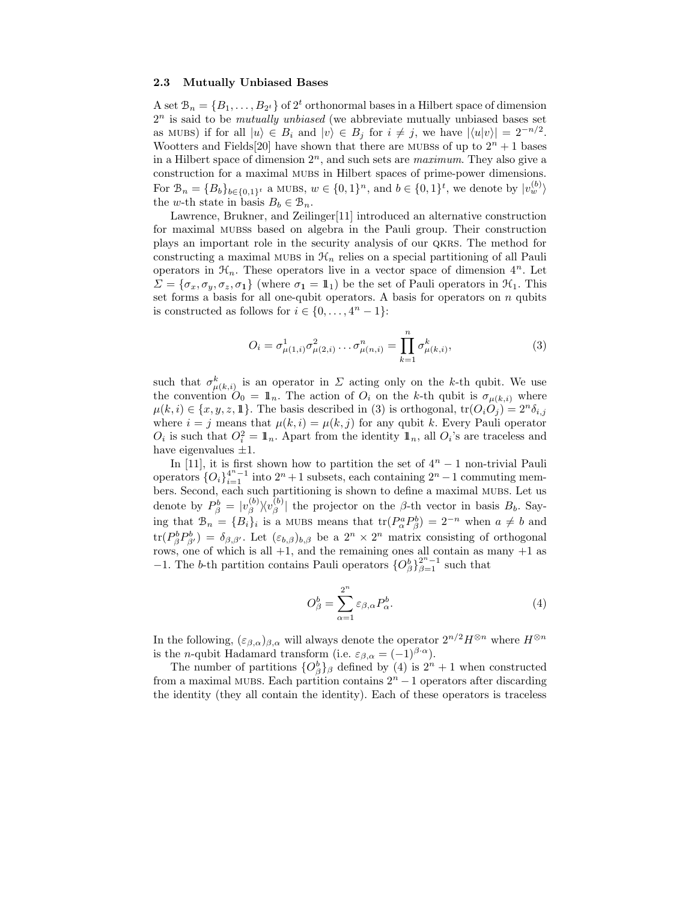### 2.3 Mutually Unbiased Bases

A set $\mathcal{B}_n = \{B_1, \ldots, B_{2^t}\}$ of $2^t$ orthonormal bases in a Hilbert space of dimension $2^n$ is said to be *mutually unbiased* (we abbreviate mutually unbiased bases set as MUBS) if for all $|u\rangle \in B_i$ and $|v\rangle \in B_j$ for $i \neq j$, we have $|\langle u|v\rangle| = 2^{-n/2}$. Wootters and Fields[20] have shown that there are MUBSs of up to $2^n + 1$ bases in a Hilbert space of dimension $2^n$, and such sets are *maximum*. They also give a construction for a maximal MUBS in Hilbert spaces of prime-power dimensions. For $\mathcal{B}_n = \{B_b\}_{b \in \{0,1\}^t}$ a MUBS, $w \in \{0,1\}^n$, and $b \in \{0,1\}^t$, we denote by $|v_w^{(b)}\rangle$ the $w$-th state in basis $B_b \in \mathcal{B}_n$.

Lawrence, Brukner, and Zeilinger[11] introduced an alternative construction for maximal MUBSs based on algebra in the Pauli group. Their construction plays an important role in the security analysis of our QKRS. The method for constructing a maximal MUBS in $\mathcal{H}_n$ relies on a special partitioning of all Pauli operators in $\mathcal{H}_n$. These operators live in a vector space of dimension $4^n$. Let $\Sigma = \{\sigma_x, \sigma_y, \sigma_z, \sigma_{\mathbb{1}}\}$ (where $\sigma_{\mathbb{1}} = \mathbb{1}_1$) be the set of Pauli operators in $\mathcal{H}_1$. This set forms a basis for all one-qubit operators. A basis for operators on $n$ qubits is constructed as follows for $i \in \{0, \ldots, 4^n - 1\}$:

$$O_i = \sigma^1_{\mu(1,i)} \sigma^2_{\mu(2,i)} \ldots \sigma^n_{\mu(n,i)} = \prod_{k=1}^{n} \sigma^k_{\mu(k,i)}, \tag{3}$$

such that $\sigma^k_{\mu(k,i)}$ is an operator in $\Sigma$ acting only on the $k$-th qubit. We use the convention $O_0 = \mathbb{1}_n$. The action of $O_i$ on the $k$-th qubit is $\sigma_{\mu(k,i)}$ where $\mu(k,i) \in \{x, y, z, \mathbb{1}\}$. The basis described in (3) is orthogonal, $\mathrm{tr}(O_i O_j) = 2^n \delta_{i,j}$ where $i = j$ means that $\mu(k,i) = \mu(k,j)$ for any qubit $k$. Every Pauli operator $O_i$ is such that $O_i^2 = \mathbb{1}_n$. Apart from the identity $\mathbb{1}_n$, all $O_i$'s are traceless and have eigenvalues $\pm 1$.

In [11], it is first shown how to partition the set of $4^n - 1$ non-trivial Pauli operators $\{O_i\}_{i=1}^{4^n-1}$ into $2^n + 1$ subsets, each containing $2^n - 1$ commuting members. Second, each such partitioning is shown to define a maximal MUBS. Let us denote by $P^b_\beta = |v^{(b)}_\beta\rangle\langle v^{(b)}_\beta|$ the projector on the $\beta$-th vector in basis $B_b$. Saying that $\mathcal{B}_n = \{B_i\}_i$ is a MUBS means that $\mathrm{tr}(P^a_\alpha P^b_\beta) = 2^{-n}$ when $a \neq b$ and $\mathrm{tr}(P^b_\beta P^b_{\beta'}) = \delta_{\beta,\beta'}$. Let $(\varepsilon_{b,\beta})_{b,\beta}$ be a $2^n \times 2^n$ matrix consisting of orthogonal rows, one of which is all $+1$, and the remaining ones all contain as many $+1$ as $-1$. The $b$-th partition contains Pauli operators $\{O^b_\beta\}_{\beta=1}^{2^n-1}$ such that

$$O^b_\beta = \sum_{\alpha=1}^{2^n} \varepsilon_{\beta,\alpha} P^b_\alpha. \tag{4}$$

In the following, $(\varepsilon_{\beta,\alpha})_{\beta,\alpha}$ will always denote the operator $2^{n/2} H^{\otimes n}$ where $H^{\otimes n}$ is the $n$-qubit Hadamard transform (i.e. $\varepsilon_{\beta,\alpha} = (-1)^{\beta \cdot \alpha}$).

The number of partitions $\{O^b_\beta\}_\beta$ defined by (4) is $2^n + 1$ when constructed from a maximal MUBS. Each partition contains $2^n - 1$ operators after discarding the identity (they all contain the identity). Each of these operators is traceless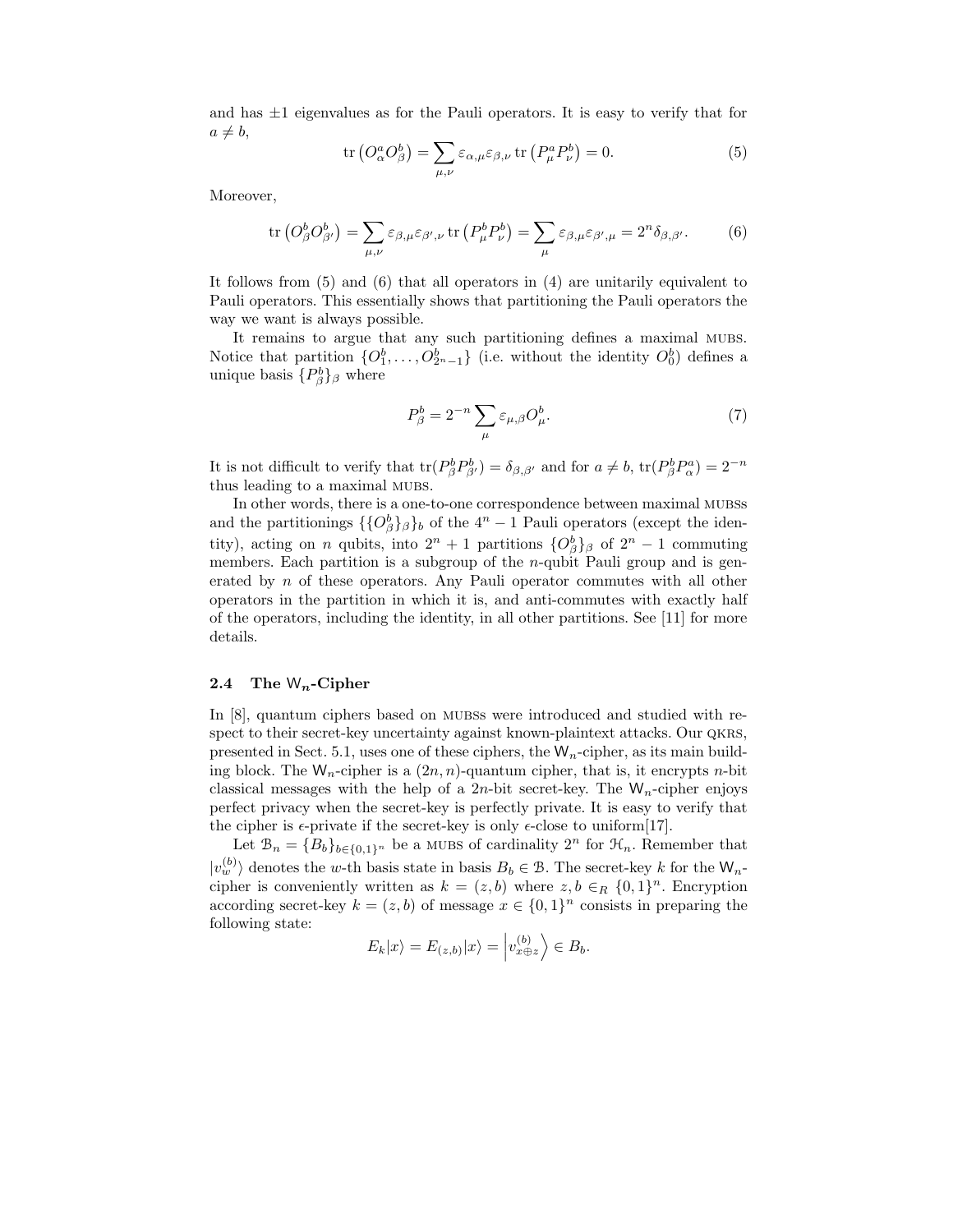and has $\pm 1$ eigenvalues as for the Pauli operators. It is easy to verify that for $a \neq b$,

$$\operatorname{tr}\left(O_\alpha^a O_\beta^b\right) = \sum_{\mu,\nu} \varepsilon_{\alpha,\mu}\varepsilon_{\beta,\nu} \operatorname{tr}\left(P_\mu^a P_\nu^b\right) = 0. \tag{5}$$

Moreover,

$$\operatorname{tr}\left(O_\beta^b O_{\beta'}^b\right) = \sum_{\mu,\nu} \varepsilon_{\beta,\mu}\varepsilon_{\beta',\nu} \operatorname{tr}\left(P_\mu^b P_\nu^b\right) = \sum_{\mu} \varepsilon_{\beta,\mu}\varepsilon_{\beta',\mu} = 2^n \delta_{\beta,\beta'}. \tag{6}$$

It follows from (5) and (6) that all operators in (4) are unitarily equivalent to Pauli operators. This essentially shows that partitioning the Pauli operators the way we want is always possible.

It remains to argue that any such partitioning defines a maximal MUBS. Notice that partition $\{O_1^b, \ldots, O_{2^n-1}^b\}$ (i.e. without the identity $O_0^b$) defines a unique basis $\{P_\beta^b\}_\beta$ where

$$P_\beta^b = 2^{-n} \sum_{\mu} \varepsilon_{\mu,\beta} O_\mu^b. \tag{7}$$

It is not difficult to verify that $\operatorname{tr}(P_\beta^b P_{\beta'}^b) = \delta_{\beta,\beta'}$ and for $a \neq b$, $\operatorname{tr}(P_\beta^b P_\alpha^a) = 2^{-n}$ thus leading to a maximal MUBS.

In other words, there is a one-to-one correspondence between maximal MUBSs and the partitionings $\{\{O_\beta^b\}_\beta\}_b$ of the $4^n - 1$ Pauli operators (except the identity), acting on $n$ qubits, into $2^n + 1$ partitions $\{O_\beta^b\}_\beta$ of $2^n - 1$ commuting members. Each partition is a subgroup of the $n$-qubit Pauli group and is generated by $n$ of these operators. Any Pauli operator commutes with all other operators in the partition in which it is, and anti-commutes with exactly half of the operators, including the identity, in all other partitions. See [11] for more details.

### 2.4 The $\mathsf{W}_n$-Cipher

In [8], quantum ciphers based on MUBSs were introduced and studied with respect to their secret-key uncertainty against known-plaintext attacks. Our QKRS, presented in Sect. 5.1, uses one of these ciphers, the $\mathsf{W}_n$-cipher, as its main building block. The $\mathsf{W}_n$-cipher is a $(2n, n)$-quantum cipher, that is, it encrypts $n$-bit classical messages with the help of a $2n$-bit secret-key. The $\mathsf{W}_n$-cipher enjoys perfect privacy when the secret-key is perfectly private. It is easy to verify that the cipher is $\epsilon$-private if the secret-key is only $\epsilon$-close to uniform[17].

Let $\mathcal{B}_n = \{B_b\}_{b\in\{0,1\}^n}$ be a MUBS of cardinality $2^n$ for $\mathcal{H}_n$. Remember that $|v_w^{(b)}\rangle$ denotes the $w$-th basis state in basis $B_b \in \mathcal{B}$. The secret-key $k$ for the $\mathsf{W}_n$-cipher is conveniently written as $k = (z, b)$ where $z, b \in_R \{0,1\}^n$. Encryption according secret-key $k = (z, b)$ of message $x \in \{0,1\}^n$ consists in preparing the following state:

$$E_k|x\rangle = E_{(z,b)}|x\rangle = \left|v_{x\oplus z}^{(b)}\right\rangle \in B_b.$$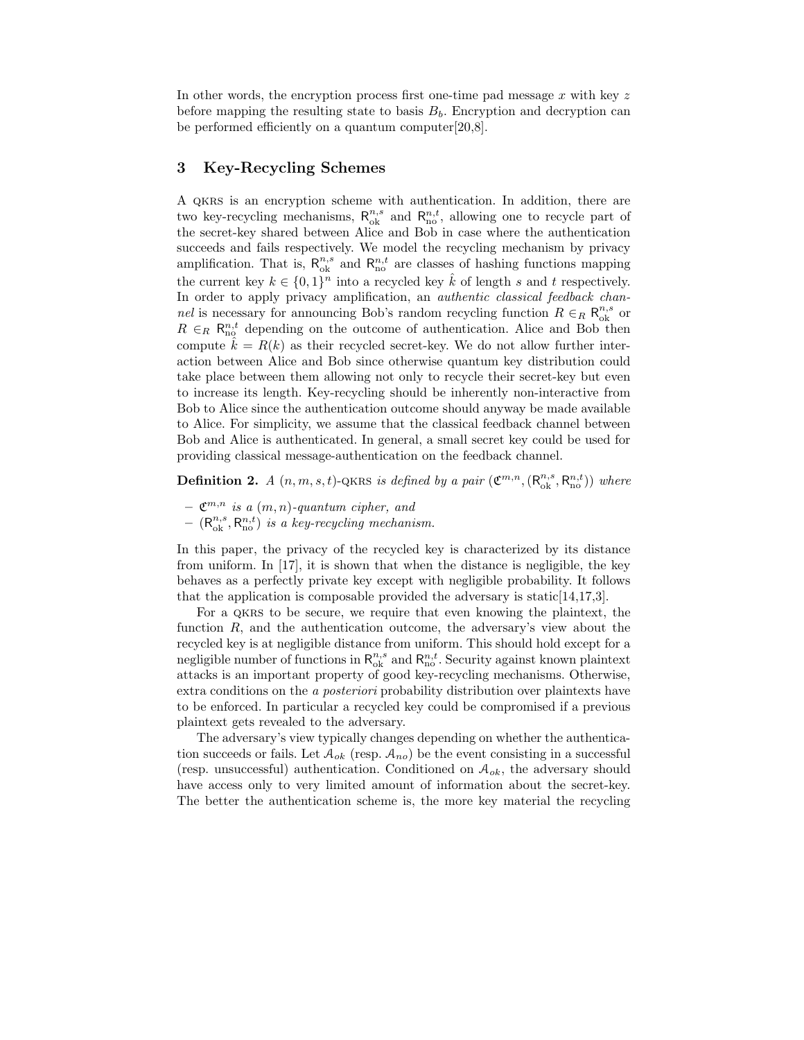In other words, the encryption process first one-time pad message $x$ with key $z$ before mapping the resulting state to basis $B_b$. Encryption and decryption can be performed efficiently on a quantum computer[20,8].

## 3 Key-Recycling Schemes

A QKRS is an encryption scheme with authentication. In addition, there are two key-recycling mechanisms, $\mathsf{R}_{\mathrm{ok}}^{n,s}$ and $\mathsf{R}_{\mathrm{no}}^{n,t}$, allowing one to recycle part of the secret-key shared between Alice and Bob in case where the authentication succeeds and fails respectively. We model the recycling mechanism by privacy amplification. That is, $\mathsf{R}_{\mathrm{ok}}^{n,s}$ and $\mathsf{R}_{\mathrm{no}}^{n,t}$ are classes of hashing functions mapping the current key $k \in \{0,1\}^n$ into a recycled key $\hat{k}$ of length $s$ and $t$ respectively. In order to apply privacy amplification, an *authentic classical feedback channel* is necessary for announcing Bob's random recycling function $R \in_R \mathsf{R}_{\mathrm{ok}}^{n,s}$ or $R \in_R \mathsf{R}_{\mathrm{no}}^{n,t}$ depending on the outcome of authentication. Alice and Bob then compute $\hat{k} = R(k)$ as their recycled secret-key. We do not allow further interaction between Alice and Bob since otherwise quantum key distribution could take place between them allowing not only to recycle their secret-key but even to increase its length. Key-recycling should be inherently non-interactive from Bob to Alice since the authentication outcome should anyway be made available to Alice. For simplicity, we assume that the classical feedback channel between Bob and Alice is authenticated. In general, a small secret key could be used for providing classical message-authentication on the feedback channel.

**Definition 2.** *A $(n, m, s, t)$-QKRS is defined by a pair $(\mathfrak{C}^{m,n}, (\mathsf{R}_{\mathrm{ok}}^{n,s}, \mathsf{R}_{\mathrm{no}}^{n,t}))$ where*

- *$\mathfrak{C}^{m,n}$ is a $(m, n)$-quantum cipher, and*
- *$(\mathsf{R}_{\mathrm{ok}}^{n,s}, \mathsf{R}_{\mathrm{no}}^{n,t})$ is a key-recycling mechanism.*

In this paper, the privacy of the recycled key is characterized by its distance from uniform. In [17], it is shown that when the distance is negligible, the key behaves as a perfectly private key except with negligible probability. It follows that the application is composable provided the adversary is static[14,17,3].

For a QKRS to be secure, we require that even knowing the plaintext, the function $R$, and the authentication outcome, the adversary's view about the recycled key is at negligible distance from uniform. This should hold except for a negligible number of functions in $\mathsf{R}_{\mathrm{ok}}^{n,s}$ and $\mathsf{R}_{\mathrm{no}}^{n,t}$. Security against known plaintext attacks is an important property of good key-recycling mechanisms. Otherwise, extra conditions on the *a posteriori* probability distribution over plaintexts have to be enforced. In particular a recycled key could be compromised if a previous plaintext gets revealed to the adversary.

The adversary's view typically changes depending on whether the authentication succeeds or fails. Let $\mathcal{A}_{ok}$ (resp. $\mathcal{A}_{no}$) be the event consisting in a successful (resp. unsuccessful) authentication. Conditioned on $\mathcal{A}_{ok}$, the adversary should have access only to very limited amount of information about the secret-key. The better the authentication scheme is, the more key material the recycling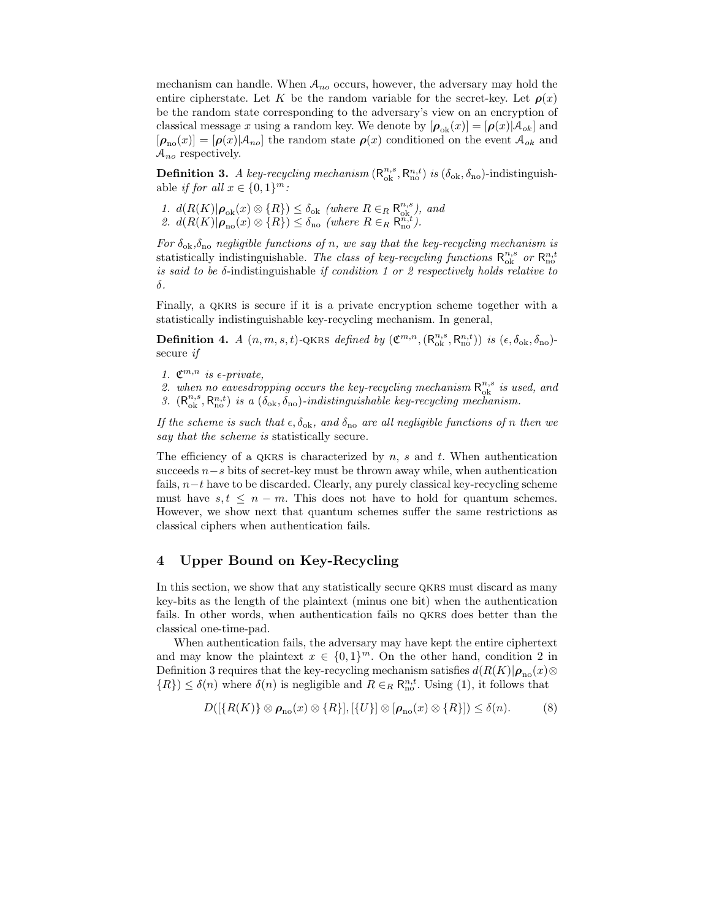mechanism can handle. When $\mathcal{A}_{no}$ occurs, however, the adversary may hold the entire cipherstate. Let $K$ be the random variable for the secret-key. Let $\boldsymbol{\rho}(x)$ be the random state corresponding to the adversary's view on an encryption of classical message $x$ using a random key. We denote by $[\boldsymbol{\rho}_{\rm ok}(x)] = [\boldsymbol{\rho}(x)|\mathcal{A}_{ok}]$ and $[\boldsymbol{\rho}_{\rm no}(x)] = [\boldsymbol{\rho}(x)|\mathcal{A}_{no}]$ the random state $\boldsymbol{\rho}(x)$ conditioned on the event $\mathcal{A}_{ok}$ and $\mathcal{A}_{no}$ respectively.

**Definition 3.** *A key-recycling mechanism $(\mathsf{R}^{n,s}_{\rm ok}, \mathsf{R}^{n,t}_{\rm no})$ is $(\delta_{\rm ok}, \delta_{\rm no})$-indistinguishable if for all $x \in \{0,1\}^m$:*

1. *$d(R(K)|\boldsymbol{\rho}_{\rm ok}(x) \otimes \{R\}) \leq \delta_{\rm ok}$ (where $R \in_R \mathsf{R}^{n,s}_{\rm ok}$), and*
2. *$d(R(K)|\boldsymbol{\rho}_{\rm no}(x) \otimes \{R\}) \leq \delta_{\rm no}$ (where $R \in_R \mathsf{R}^{n,t}_{\rm no}$).*

*For $\delta_{\rm ok}$,$\delta_{\rm no}$ negligible functions of $n$, we say that the key-recycling mechanism is* statistically indistinguishable. *The class of key-recycling functions $\mathsf{R}^{n,s}_{\rm ok}$ or $\mathsf{R}^{n,t}_{\rm no}$ is said to be $\delta$-indistinguishable if condition 1 or 2 respectively holds relative to $\delta$.*

Finally, a QKRS is secure if it is a private encryption scheme together with a statistically indistinguishable key-recycling mechanism. In general,

**Definition 4.** *A $(n, m, s, t)$-QKRS defined by $(\mathfrak{C}^{m,n}, (\mathsf{R}^{n,s}_{\rm ok}, \mathsf{R}^{n,t}_{\rm no}))$ is $(\epsilon, \delta_{\rm ok}, \delta_{\rm no})$-secure if*

1. *$\mathfrak{C}^{m,n}$ is $\epsilon$-private,*
2. *when no eavesdropping occurs the key-recycling mechanism $\mathsf{R}^{n,s}_{\rm ok}$ is used, and*
3. *$(\mathsf{R}^{n,s}_{\rm ok}, \mathsf{R}^{n,t}_{\rm no})$ is a $(\delta_{\rm ok}, \delta_{\rm no})$-indistinguishable key-recycling mechanism.*

*If the scheme is such that $\epsilon, \delta_{\rm ok}$, and $\delta_{\rm no}$ are all negligible functions of $n$ then we say that the scheme is* statistically secure.

The efficiency of a QKRS is characterized by $n$, $s$ and $t$. When authentication succeeds $n-s$ bits of secret-key must be thrown away while, when authentication fails, $n-t$ have to be discarded. Clearly, any purely classical key-recycling scheme must have $s, t \leq n - m$. This does not have to hold for quantum schemes. However, we show next that quantum schemes suffer the same restrictions as classical ciphers when authentication fails.

## 4 Upper Bound on Key-Recycling

In this section, we show that any statistically secure QKRS must discard as many key-bits as the length of the plaintext (minus one bit) when the authentication fails. In other words, when authentication fails no QKRS does better than the classical one-time-pad.

When authentication fails, the adversary may have kept the entire ciphertext and may know the plaintext $x \in \{0,1\}^m$. On the other hand, condition 2 in Definition 3 requires that the key-recycling mechanism satisfies $d(R(K)|\boldsymbol{\rho}_{\rm no}(x) \otimes \{R\}) \leq \delta(n)$ where $\delta(n)$ is negligible and $R \in_R \mathsf{R}^{n,t}_{\rm no}$. Using (1), it follows that

$$D([\{R(K)\} \otimes \boldsymbol{\rho}_{\rm no}(x) \otimes \{R\}], [\{U\}] \otimes [\boldsymbol{\rho}_{\rm no}(x) \otimes \{R\}]) \leq \delta(n). \tag{8}$$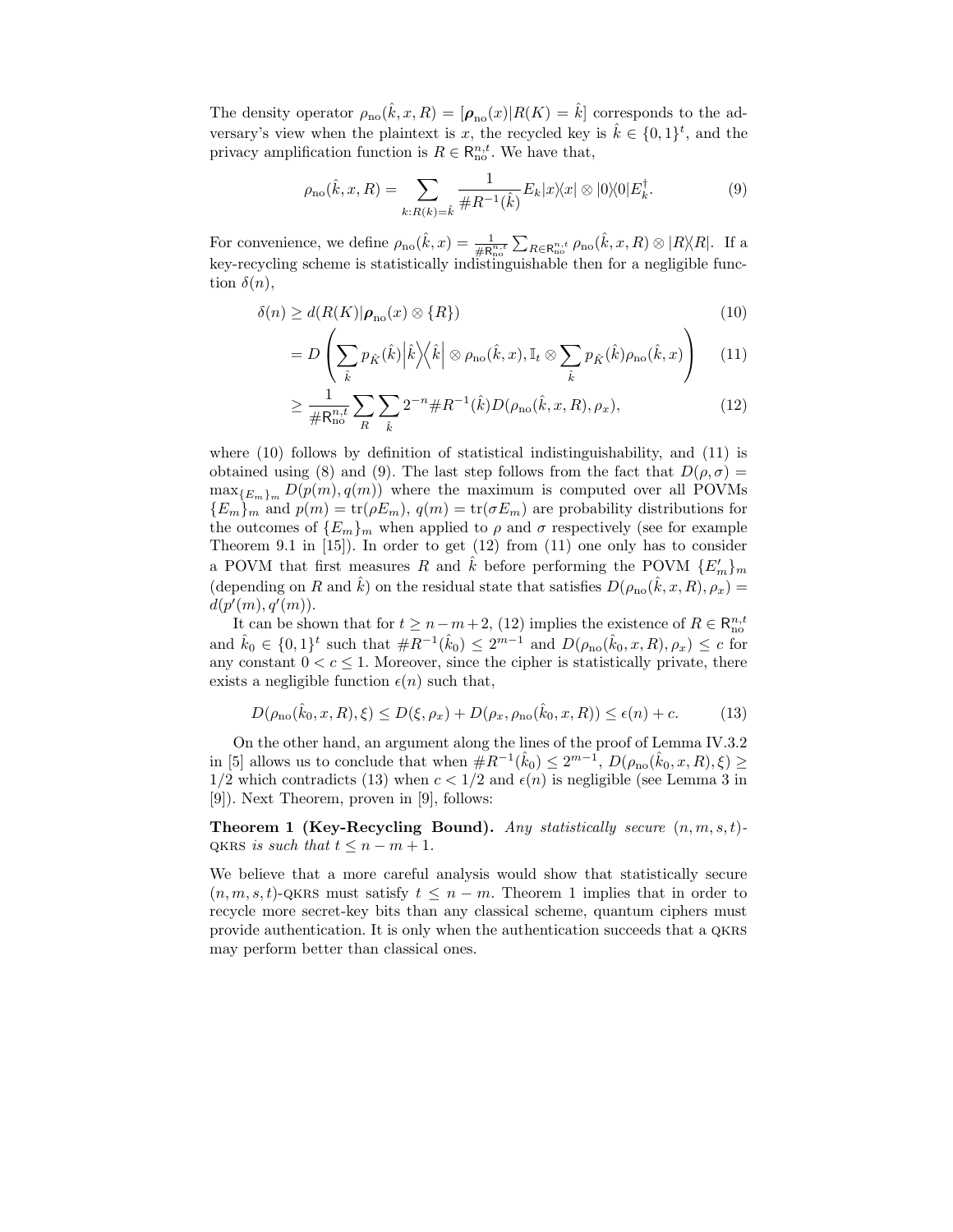The density operator $\rho_{\text{no}}(\hat{k}, x, R) = [\boldsymbol{\rho}_{\text{no}}(x)|R(K) = \hat{k}]$ corresponds to the adversary's view when the plaintext is $x$, the recycled key is $\hat{k} \in \{0,1\}^t$, and the privacy amplification function is $R \in \mathsf{R}_{\text{no}}^{n,t}$. We have that,

$$\rho_{\text{no}}(\hat{k}, x, R) = \sum_{k:R(k)=\hat{k}} \frac{1}{\#R^{-1}(\hat{k})} E_k |x\rangle\langle x| \otimes |0\rangle\langle 0| E_k^{\dagger}. \tag{9}$$

For convenience, we define $\rho_{\text{no}}(\hat{k}, x) = \frac{1}{\#\mathsf{R}_{\text{no}}^{n,t}} \sum_{R \in \mathsf{R}_{\text{no}}^{n,t}} \rho_{\text{no}}(\hat{k}, x, R) \otimes |R\rangle\langle R|$. If a key-recycling scheme is statistically indistinguishable then for a negligible function $\delta(n)$,

$$\begin{aligned}
\delta(n) &\geq d(R(K)|\boldsymbol{\rho}_{\text{no}}(x) \otimes \{R\}) & (10)\\
&= D\left(\sum_{\hat{k}} p_{\hat{K}}(\hat{k}) \left|\hat{k}\right\rangle\!\left\langle \hat{k}\right| \otimes \rho_{\text{no}}(\hat{k}, x), \mathbb{I}_t \otimes \sum_{\hat{k}} p_{\hat{K}}(\hat{k}) \rho_{\text{no}}(\hat{k}, x)\right) & (11)\\
&\geq \frac{1}{\#\mathsf{R}_{\text{no}}^{n,t}} \sum_{R} \sum_{\hat{k}} 2^{-n} \#R^{-1}(\hat{k}) D(\rho_{\text{no}}(\hat{k}, x, R), \rho_x), & (12)
\end{aligned}$$

where (10) follows by definition of statistical indistinguishability, and (11) is obtained using (8) and (9). The last step follows from the fact that $D(\rho, \sigma) = \max_{\{E_m\}_m} D(p(m), q(m))$ where the maximum is computed over all POVMs $\{E_m\}_m$ and $p(m) = \text{tr}(\rho E_m)$, $q(m) = \text{tr}(\sigma E_m)$ are probability distributions for the outcomes of $\{E_m\}_m$ when applied to $\rho$ and $\sigma$ respectively (see for example Theorem 9.1 in [15]). In order to get (12) from (11) one only has to consider a POVM that first measures $R$ and $\hat{k}$ before performing the POVM $\{E'_m\}_m$ (depending on $R$ and $\hat{k}$) on the residual state that satisfies $D(\rho_{\text{no}}(\hat{k}, x, R), \rho_x) = d(p'(m), q'(m))$.

It can be shown that for $t \geq n - m + 2$, (12) implies the existence of $R \in \mathsf{R}_{\text{no}}^{n,t}$ and $\hat{k}_0 \in \{0,1\}^t$ such that $\#R^{-1}(\hat{k}_0) \leq 2^{m-1}$ and $D(\rho_{\text{no}}(\hat{k}_0, x, R), \rho_x) \leq c$ for any constant $0 < c \leq 1$. Moreover, since the cipher is statistically private, there exists a negligible function $\epsilon(n)$ such that,

$$D(\rho_{\text{no}}(\hat{k}_0, x, R), \xi) \leq D(\xi, \rho_x) + D(\rho_x, \rho_{\text{no}}(\hat{k}_0, x, R)) \leq \epsilon(n) + c. \tag{13}$$

On the other hand, an argument along the lines of the proof of Lemma IV.3.2 in [5] allows us to conclude that when $\#R^{-1}(\hat{k}_0) \leq 2^{m-1}$, $D(\rho_{\text{no}}(\hat{k}_0, x, R), \xi) \geq 1/2$ which contradicts (13) when $c < 1/2$ and $\epsilon(n)$ is negligible (see Lemma 3 in [9]). Next Theorem, proven in [9], follows:

**Theorem 1 (Key-Recycling Bound).** *Any statistically secure $(n, m, s, t)$-QKRS is such that $t \leq n - m + 1$.*

We believe that a more careful analysis would show that statistically secure $(n, m, s, t)$-QKRS must satisfy $t \leq n - m$. Theorem 1 implies that in order to recycle more secret-key bits than any classical scheme, quantum ciphers must provide authentication. It is only when the authentication succeeds that a QKRS may perform better than classical ones.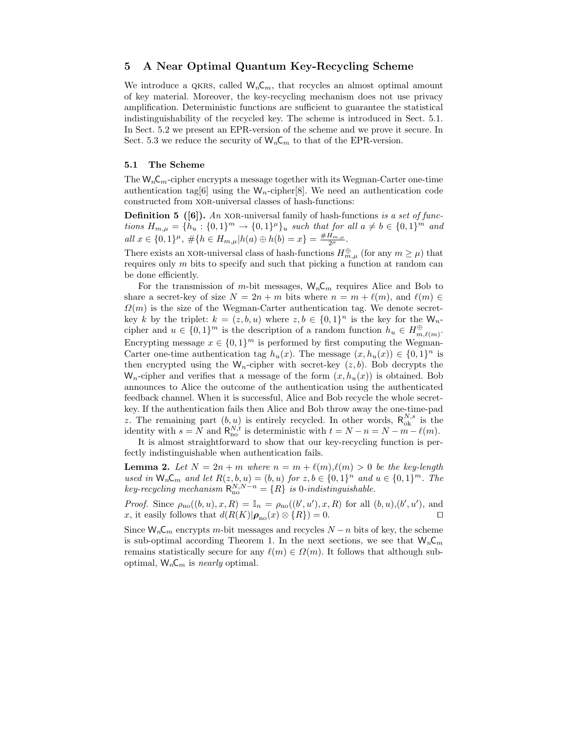## 5 A Near Optimal Quantum Key-Recycling Scheme

We introduce a QKRS, called $\mathsf{W}_n\mathsf{C}_m$, that recycles an almost optimal amount of key material. Moreover, the key-recycling mechanism does not use privacy amplification. Deterministic functions are sufficient to guarantee the statistical indistinguishability of the recycled key. The scheme is introduced in Sect. 5.1. In Sect. 5.2 we present an EPR-version of the scheme and we prove it secure. In Sect. 5.3 we reduce the security of $\mathsf{W}_n\mathsf{C}_m$ to that of the EPR-version.

### 5.1 The Scheme

The $\mathsf{W}_n\mathsf{C}_m$-cipher encrypts a message together with its Wegman-Carter one-time authentication tag[6] using the $\mathsf{W}_n$-cipher[8]. We need an authentication code constructed from XOR-universal classes of hash-functions:

**Definition 5 ([6]).** *An* XOR*-universal family of hash-functions is a set of functions* $H_{m,\mu} = \{h_u : \{0,1\}^m \rightarrow \{0,1\}^\mu\}_u$ *such that for all* $a \neq b \in \{0,1\}^m$ *and all* $x \in \{0,1\}^\mu$, $\#\{h \in H_{m,\mu} | h(a) \oplus h(b) = x\} = \frac{\# H_{m,\mu}}{2^\mu}$.

There exists an XOR-universal class of hash-functions $H^{\oplus}_{m,\mu}$ (for any $m \geq \mu$) that requires only $m$ bits to specify and such that picking a function at random can be done efficiently.

For the transmission of $m$-bit messages, $\mathsf{W}_n\mathsf{C}_m$ requires Alice and Bob to share a secret-key of size $N = 2n + m$ bits where $n = m + \ell(m)$, and $\ell(m) \in \Omega(m)$ is the size of the Wegman-Carter authentication tag. We denote secret-key $k$ by the triplet: $k = (z, b, u)$ where $z, b \in \{0,1\}^n$ is the key for the $\mathsf{W}_n$-cipher and $u \in \{0,1\}^m$ is the description of a random function $h_u \in H^{\oplus}_{m,\ell(m)}$. Encrypting message $x \in \{0,1\}^m$ is performed by first computing the Wegman-Carter one-time authentication tag $h_u(x)$. The message $(x, h_u(x)) \in \{0,1\}^n$ is then encrypted using the $\mathsf{W}_n$-cipher with secret-key $(z, b)$. Bob decrypts the $\mathsf{W}_n$-cipher and verifies that a message of the form $(x, h_u(x))$ is obtained. Bob announces to Alice the outcome of the authentication using the authenticated feedback channel. When it is successful, Alice and Bob recycle the whole secret-key. If the authentication fails then Alice and Bob throw away the one-time-pad $z$. The remaining part $(b, u)$ is entirely recycled. In other words, $\mathsf{R}^{N,s}_{\text{ok}}$ is the identity with $s = N$ and $\mathsf{R}^{N,t}_{\text{no}}$ is deterministic with $t = N - n = N - m - \ell(m)$.

It is almost straightforward to show that our key-recycling function is perfectly indistinguishable when authentication fails.

**Lemma 2.** *Let* $N = 2n + m$ *where* $n = m + \ell(m), \ell(m) > 0$ *be the key-length used in* $\mathsf{W}_n\mathsf{C}_m$ *and let* $R(z, b, u) = (b, u)$ *for* $z, b \in \{0,1\}^n$ *and* $u \in \{0,1\}^m$*. The key-recycling mechanism* $\mathsf{R}^{N,N-n}_{\text{no}} = \{R\}$ *is 0-indistinguishable.*

*Proof.* Since $\rho_{\text{no}}((b, u), x, R) = \mathbb{I}_n = \rho_{\text{no}}((b', u'), x, R)$ for all $(b, u), (b', u')$, and $x$, it easily follows that $d(R(K)|\boldsymbol{\rho}_{\text{no}}(x) \otimes \{R\}) = 0$. $\square$

Since $\mathsf{W}_n\mathsf{C}_m$ encrypts $m$-bit messages and recycles $N - n$ bits of key, the scheme is sub-optimal according Theorem 1. In the next sections, we see that $\mathsf{W}_n\mathsf{C}_m$ remains statistically secure for any $\ell(m) \in \Omega(m)$. It follows that although sub-optimal, $\mathsf{W}_n\mathsf{C}_m$ is *nearly* optimal.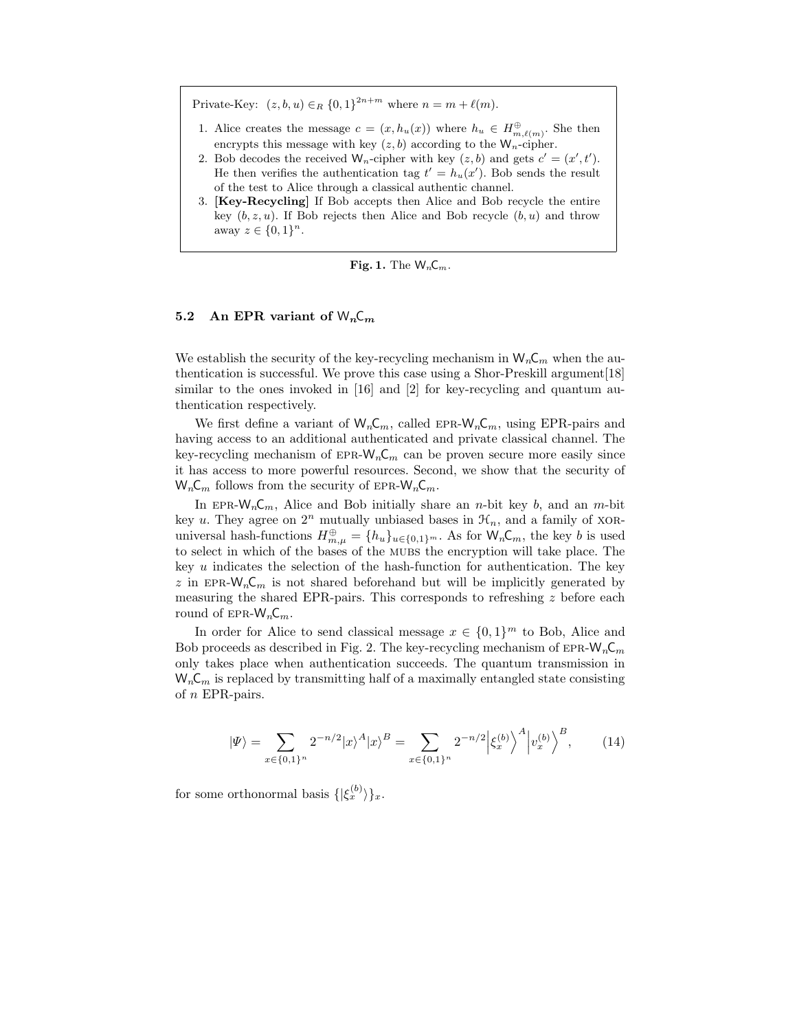Private-Key: $(z, b, u) \in_R \{0,1\}^{2n+m}$ where $n = m + \ell(m)$.

1. Alice creates the message $c = (x, h_u(x))$ where $h_u \in H^{\oplus}_{m,\ell(m)}$. She then encrypts this message with key $(z, b)$ according to the $\mathsf{W}_n$-cipher.
2. Bob decodes the received $\mathsf{W}_n$-cipher with key $(z, b)$ and gets $c' = (x', t')$. He then verifies the authentication tag $t' = h_u(x')$. Bob sends the result of the test to Alice through a classical authentic channel.
3. **[Key-Recycling]** If Bob accepts then Alice and Bob recycle the entire key $(b, z, u)$. If Bob rejects then Alice and Bob recycle $(b, u)$ and throw away $z \in \{0,1\}^n$.

**Fig. 1.** The $\mathsf{W}_n\mathsf{C}_m$.

### 5.2 An EPR variant of $\mathsf{W}_n\mathsf{C}_m$

We establish the security of the key-recycling mechanism in $\mathsf{W}_n\mathsf{C}_m$ when the authentication is successful. We prove this case using a Shor-Preskill argument[18] similar to the ones invoked in [16] and [2] for key-recycling and quantum authentication respectively.

We first define a variant of $\mathsf{W}_n\mathsf{C}_m$, called EPR-$\mathsf{W}_n\mathsf{C}_m$, using EPR-pairs and having access to an additional authenticated and private classical channel. The key-recycling mechanism of EPR-$\mathsf{W}_n\mathsf{C}_m$ can be proven secure more easily since it has access to more powerful resources. Second, we show that the security of $\mathsf{W}_n\mathsf{C}_m$ follows from the security of EPR-$\mathsf{W}_n\mathsf{C}_m$.

In EPR-$\mathsf{W}_n\mathsf{C}_m$, Alice and Bob initially share an $n$-bit key $b$, and an $m$-bit key $u$. They agree on $2^n$ mutually unbiased bases in $\mathcal{H}_n$, and a family of XOR-universal hash-functions $H^{\oplus}_{m,\mu} = \{h_u\}_{u \in \{0,1\}^m}$. As for $\mathsf{W}_n\mathsf{C}_m$, the key $b$ is used to select in which of the bases of the MUBS the encryption will take place. The key $u$ indicates the selection of the hash-function for authentication. The key $z$ in EPR-$\mathsf{W}_n\mathsf{C}_m$ is not shared beforehand but will be implicitly generated by measuring the shared EPR-pairs. This corresponds to refreshing $z$ before each round of EPR-$\mathsf{W}_n\mathsf{C}_m$.

In order for Alice to send classical message $x \in \{0,1\}^m$ to Bob, Alice and Bob proceeds as described in Fig. 2. The key-recycling mechanism of EPR-$\mathsf{W}_n\mathsf{C}_m$ only takes place when authentication succeeds. The quantum transmission in $\mathsf{W}_n\mathsf{C}_m$ is replaced by transmitting half of a maximally entangled state consisting of $n$ EPR-pairs.

$$|\Psi\rangle = \sum_{x \in \{0,1\}^n} 2^{-n/2} |x\rangle^A |x\rangle^B = \sum_{x \in \{0,1\}^n} 2^{-n/2} \left|\xi_x^{(b)}\right\rangle^A \left|v_x^{(b)}\right\rangle^B, \qquad (14)$$

for some orthonormal basis $\{|\xi_x^{(b)}\rangle\}_x$.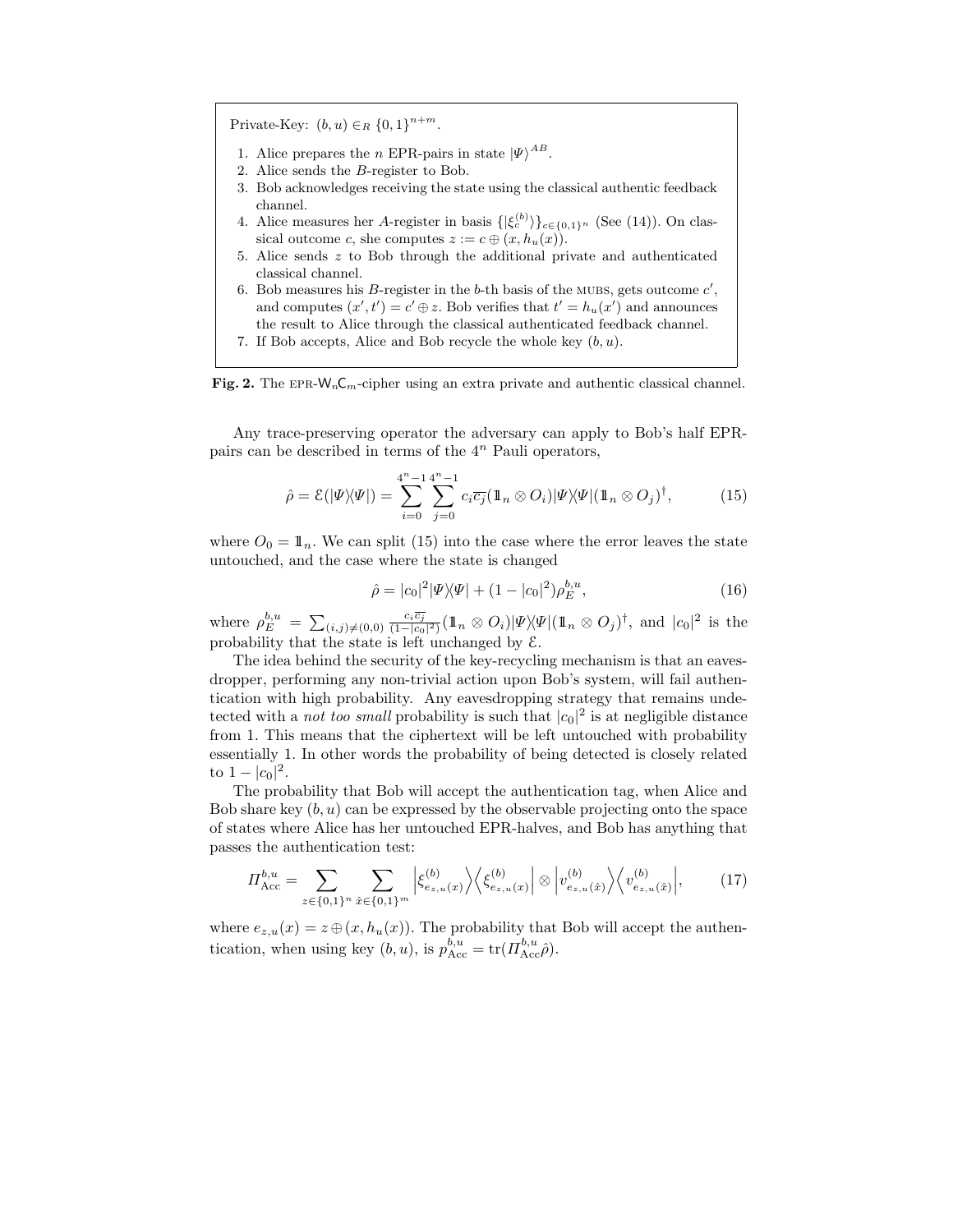Private-Key: $(b,u) \in_R \{0,1\}^{n+m}$.

1. Alice prepares the $n$ EPR-pairs in state $|\Psi\rangle^{AB}$.
2. Alice sends the $B$-register to Bob.
3. Bob acknowledges receiving the state using the classical authentic feedback channel.
4. Alice measures her $A$-register in basis $\{|\xi_c^{(b)}\rangle\}_{c\in\{0,1\}^n}$ (See (14)). On classical outcome $c$, she computes $z := c \oplus (x, h_u(x))$.
5. Alice sends $z$ to Bob through the additional private and authenticated classical channel.
6. Bob measures his $B$-register in the $b$-th basis of the MUBS, gets outcome $c'$, and computes $(x',t') = c' \oplus z$. Bob verifies that $t' = h_u(x')$ and announces the result to Alice through the classical authenticated feedback channel.
7. If Bob accepts, Alice and Bob recycle the whole key $(b,u)$.

**Fig. 2.** The EPR-$\mathsf{W}_n\mathsf{C}_m$-cipher using an extra private and authentic classical channel.

Any trace-preserving operator the adversary can apply to Bob's half EPR-pairs can be described in terms of the $4^n$ Pauli operators,

$$\hat{\rho} = \mathcal{E}(|\Psi\rangle\langle\Psi|) = \sum_{i=0}^{4^n-1}\sum_{j=0}^{4^n-1} c_i\overline{c_j}(\mathbb{1}_n \otimes O_i)|\Psi\rangle\langle\Psi|(\mathbb{1}_n \otimes O_j)^\dagger, \tag{15}$$

where $O_0 = \mathbb{1}_n$. We can split (15) into the case where the error leaves the state untouched, and the case where the state is changed

$$\hat{\rho} = |c_0|^2|\Psi\rangle\langle\Psi| + (1-|c_0|^2)\rho_E^{b,u}, \tag{16}$$

where $\rho_E^{b,u} = \sum_{(i,j)\neq(0,0)} \frac{c_i\overline{c_j}}{(1-|c_0|^2)}(\mathbb{1}_n \otimes O_i)|\Psi\rangle\langle\Psi|(\mathbb{1}_n \otimes O_j)^\dagger$, and $|c_0|^2$ is the probability that the state is left unchanged by $\mathcal{E}$.

The idea behind the security of the key-recycling mechanism is that an eavesdropper, performing any non-trivial action upon Bob's system, will fail authentication with high probability. Any eavesdropping strategy that remains undetected with a *not too small* probability is such that $|c_0|^2$ is at negligible distance from 1. This means that the ciphertext will be left untouched with probability essentially 1. In other words the probability of being detected is closely related to $1-|c_0|^2$.

The probability that Bob will accept the authentication tag, when Alice and Bob share key $(b,u)$ can be expressed by the observable projecting onto the space of states where Alice has her untouched EPR-halves, and Bob has anything that passes the authentication test:

$$\Pi_{\mathrm{Acc}}^{b,u} = \sum_{z\in\{0,1\}^n}\sum_{\hat{x}\in\{0,1\}^m} \left|\xi^{(b)}_{e_{z,u}(x)}\right\rangle\left\langle\xi^{(b)}_{e_{z,u}(x)}\right| \otimes \left|v^{(b)}_{e_{z,u}(\hat{x})}\right\rangle\left\langle v^{(b)}_{e_{z,u}(\hat{x})}\right|, \tag{17}$$

where $e_{z,u}(x) = z \oplus (x, h_u(x))$. The probability that Bob will accept the authentication, when using key $(b,u)$, is $p_{\mathrm{Acc}}^{b,u} = \mathrm{tr}(\Pi_{\mathrm{Acc}}^{b,u}\hat{\rho})$.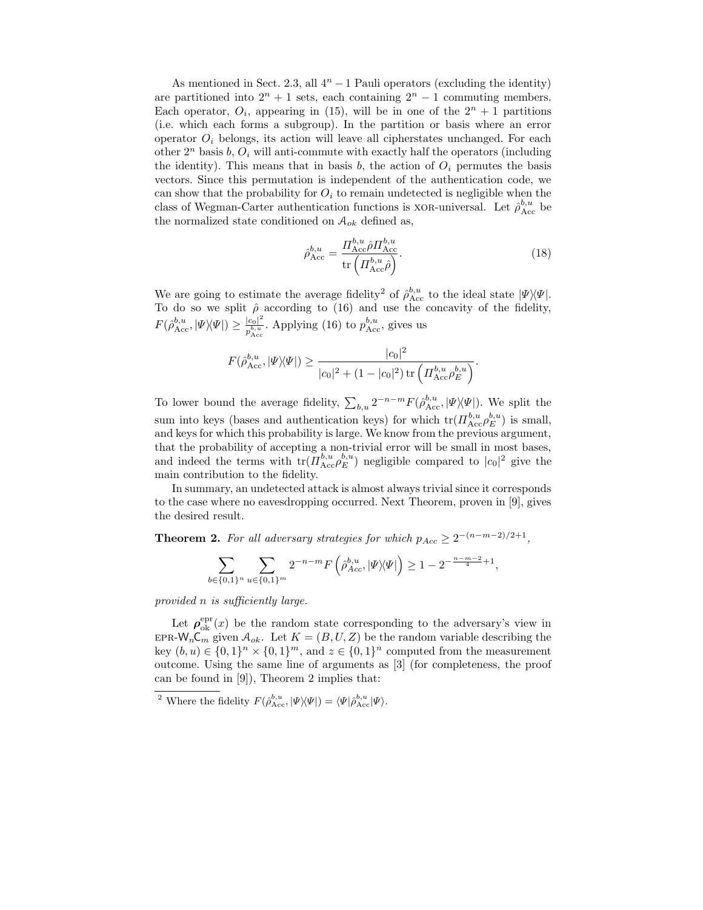As mentioned in Sect. 2.3, all $4^n - 1$ Pauli operators (excluding the identity) are partitioned into $2^n + 1$ sets, each containing $2^n - 1$ commuting members. Each operator, $O_i$, appearing in (15), will be in one of the $2^n + 1$ partitions (i.e. which each forms a subgroup). In the partition or basis where an error operator $O_i$ belongs, its action will leave all cipherstates unchanged. For each other $2^n$ basis $b$, $O_i$ will anti-commute with exactly half the operators (including the identity). This means that in basis $b$, the action of $O_i$ permutes the basis vectors. Since this permutation is independent of the authentication code, we can show that the probability for $O_i$ to remain undetected is negligible when the class of Wegman-Carter authentication functions is XOR-universal. Let $\hat{\rho}^{b,u}_{\text{Acc}}$ be the normalized state conditioned on $\mathcal{A}_{ok}$ defined as,

$$\hat{\rho}^{b,u}_{\text{Acc}} = \frac{\Pi^{b,u}_{\text{Acc}} \hat{\rho} \Pi^{b,u}_{\text{Acc}}}{\operatorname{tr}\left(\Pi^{b,u}_{\text{Acc}} \hat{\rho}\right)}. \tag{18}$$

We are going to estimate the average fidelity[2] of $\hat{\rho}^{b,u}_{\text{Acc}}$ to the ideal state $|\Psi\rangle\langle\Psi|$. To do so we split $\hat{\rho}$ according to (16) and use the concavity of the fidelity, $F(\hat{\rho}^{b,u}_{\text{Acc}}, |\Psi\rangle\langle\Psi|) \geq \frac{|c_0|^2}{p^{b,u}_{\text{Acc}}}$. Applying (16) to $p^{b,u}_{\text{Acc}}$, gives us

$$F(\hat{\rho}^{b,u}_{\text{Acc}}, |\Psi\rangle\langle\Psi|) \geq \frac{|c_0|^2}{|c_0|^2 + (1 - |c_0|^2)\operatorname{tr}\left(\Pi^{b,u}_{\text{Acc}} \rho^{b,u}_{E}\right)}.$$

To lower bound the average fidelity, $\sum_{b,u} 2^{-n-m} F(\hat{\rho}^{b,u}_{\text{Acc}}, |\Psi\rangle\langle\Psi|)$. We split the sum into keys (bases and authentication keys) for which $\operatorname{tr}(\Pi^{b,u}_{\text{Acc}} \rho^{b,u}_{E})$ is small, and keys for which this probability is large. We know from the previous argument, that the probability of accepting a non-trivial error will be small in most bases, and indeed the terms with $\operatorname{tr}(\Pi^{b,u}_{\text{Acc}} \rho^{b,u}_{E})$ negligible compared to $|c_0|^2$ give the main contribution to the fidelity.

In summary, an undetected attack is almost always trivial since it corresponds to the case where no eavesdropping occurred. Next Theorem, proven in [9], gives the desired result.

**Theorem 2.** *For all adversary strategies for which* $p_{Acc} \geq 2^{-(n-m-2)/2+1}$,

$$\sum_{b \in \{0,1\}^n} \sum_{u \in \{0,1\}^m} 2^{-n-m} F\left(\hat{\rho}^{b,u}_{Acc}, |\Psi\rangle\langle\Psi|\right) \geq 1 - 2^{-\frac{n-m-2}{4}+1},$$

*provided $n$ is sufficiently large.*

Let $\boldsymbol{\rho}^{\text{epr}}_{\text{ok}}(x)$ be the random state corresponding to the adversary's view in EPR-$\mathsf{W}_n\mathsf{C}_m$ given $\mathcal{A}_{ok}$. Let $K = (B, U, Z)$ be the random variable describing the key $(b, u) \in \{0,1\}^n \times \{0,1\}^m$, and $z \in \{0,1\}^n$ computed from the measurement outcome. Using the same line of arguments as [3] (for completeness, the proof can be found in [9]), Theorem 2 implies that:

[2] Where the fidelity $F(\hat{\rho}^{b,u}_{\text{Acc}}, |\Psi\rangle\langle\Psi|) = \langle\Psi|\hat{\rho}^{b,u}_{\text{Acc}}|\Psi\rangle$.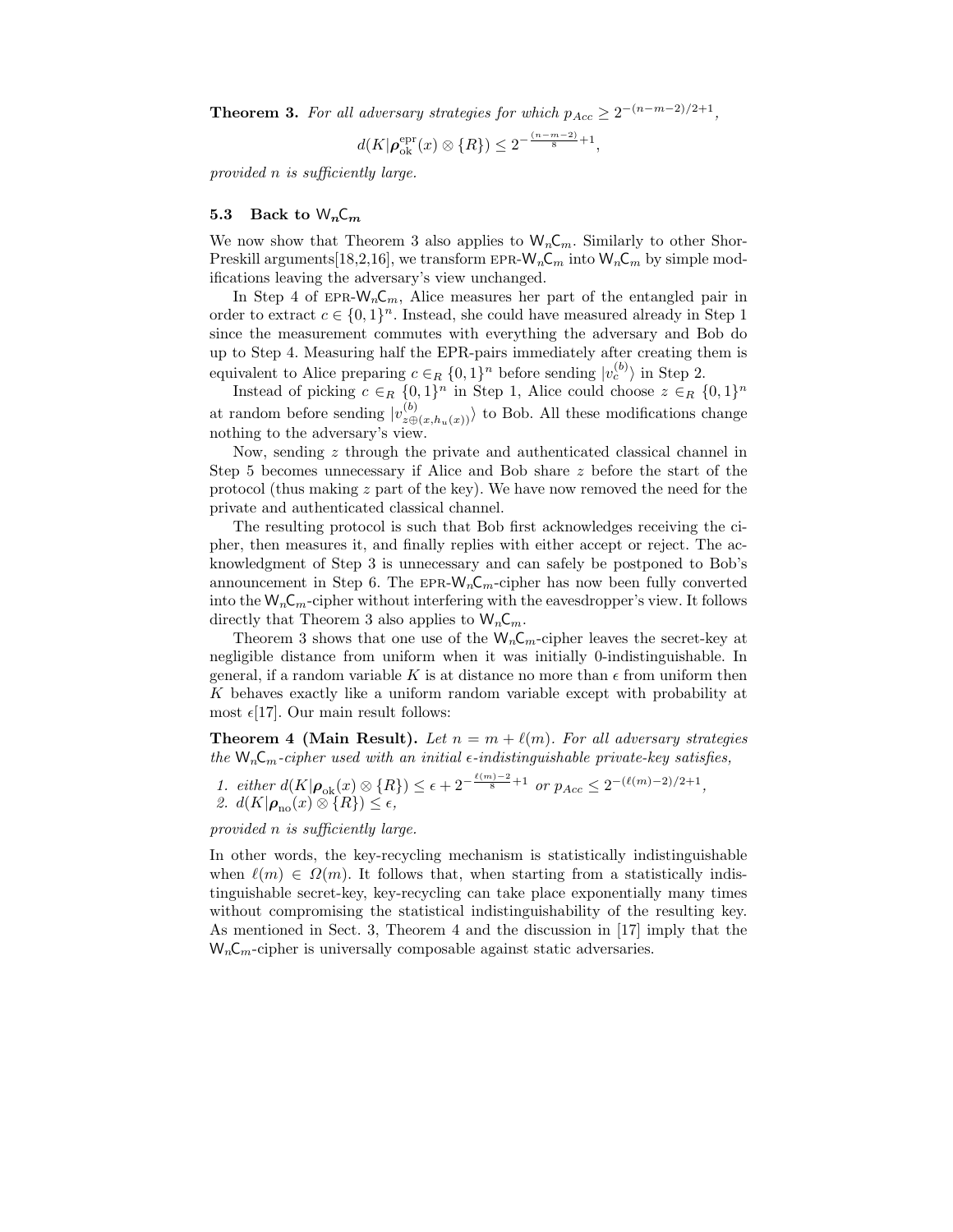**Theorem 3.** *For all adversary strategies for which $p_{Acc} \geq 2^{-(n-m-2)/2+1}$,*

$$d(K|\boldsymbol{\rho}_{\text{ok}}^{\text{epr}}(x) \otimes \{R\}) \leq 2^{-\frac{(n-m-2)}{8}+1},$$

*provided $n$ is sufficiently large.*

### 5.3 Back to $\mathsf{W}_n\mathsf{C}_m$

We now show that Theorem 3 also applies to $\mathsf{W}_n\mathsf{C}_m$. Similarly to other Shor-Preskill arguments[18,2,16], we transform EPR-$\mathsf{W}_n\mathsf{C}_m$ into $\mathsf{W}_n\mathsf{C}_m$ by simple modifications leaving the adversary's view unchanged.

In Step 4 of EPR-$\mathsf{W}_n\mathsf{C}_m$, Alice measures her part of the entangled pair in order to extract $c \in \{0,1\}^n$. Instead, she could have measured already in Step 1 since the measurement commutes with everything the adversary and Bob do up to Step 4. Measuring half the EPR-pairs immediately after creating them is equivalent to Alice preparing $c \in_R \{0,1\}^n$ before sending $|v_c^{(b)}\rangle$ in Step 2.

Instead of picking $c \in_R \{0,1\}^n$ in Step 1, Alice could choose $z \in_R \{0,1\}^n$ at random before sending $|v_{z \oplus (x, h_u(x))}^{(b)}\rangle$ to Bob. All these modifications change nothing to the adversary's view.

Now, sending $z$ through the private and authenticated classical channel in Step 5 becomes unnecessary if Alice and Bob share $z$ before the start of the protocol (thus making $z$ part of the key). We have now removed the need for the private and authenticated classical channel.

The resulting protocol is such that Bob first acknowledges receiving the cipher, then measures it, and finally replies with either accept or reject. The acknowledgment of Step 3 is unnecessary and can safely be postponed to Bob's announcement in Step 6. The EPR-$\mathsf{W}_n\mathsf{C}_m$-cipher has now been fully converted into the $\mathsf{W}_n\mathsf{C}_m$-cipher without interfering with the eavesdropper's view. It follows directly that Theorem 3 also applies to $\mathsf{W}_n\mathsf{C}_m$.

Theorem 3 shows that one use of the $\mathsf{W}_n\mathsf{C}_m$-cipher leaves the secret-key at negligible distance from uniform when it was initially 0-indistinguishable. In general, if a random variable $K$ is at distance no more than $\epsilon$ from uniform then $K$ behaves exactly like a uniform random variable except with probability at most $\epsilon$[17]. Our main result follows:

**Theorem 4 (Main Result).** *Let $n = m + \ell(m)$. For all adversary strategies the $\mathsf{W}_n\mathsf{C}_m$-cipher used with an initial $\epsilon$-indistinguishable private-key satisfies,*

1. *either $d(K|\boldsymbol{\rho}_{\text{ok}}(x) \otimes \{R\}) \leq \epsilon + 2^{-\frac{\ell(m)-2}{8}+1}$ or $p_{Acc} \leq 2^{-(\ell(m)-2)/2+1}$,*
2. *$d(K|\boldsymbol{\rho}_{\text{no}}(x) \otimes \{R\}) \leq \epsilon$,*

*provided $n$ is sufficiently large.*

In other words, the key-recycling mechanism is statistically indistinguishable when $\ell(m) \in \Omega(m)$. It follows that, when starting from a statistically indistinguishable secret-key, key-recycling can take place exponentially many times without compromising the statistical indistinguishability of the resulting key. As mentioned in Sect. 3, Theorem 4 and the discussion in [17] imply that the $\mathsf{W}_n\mathsf{C}_m$-cipher is universally composable against static adversaries.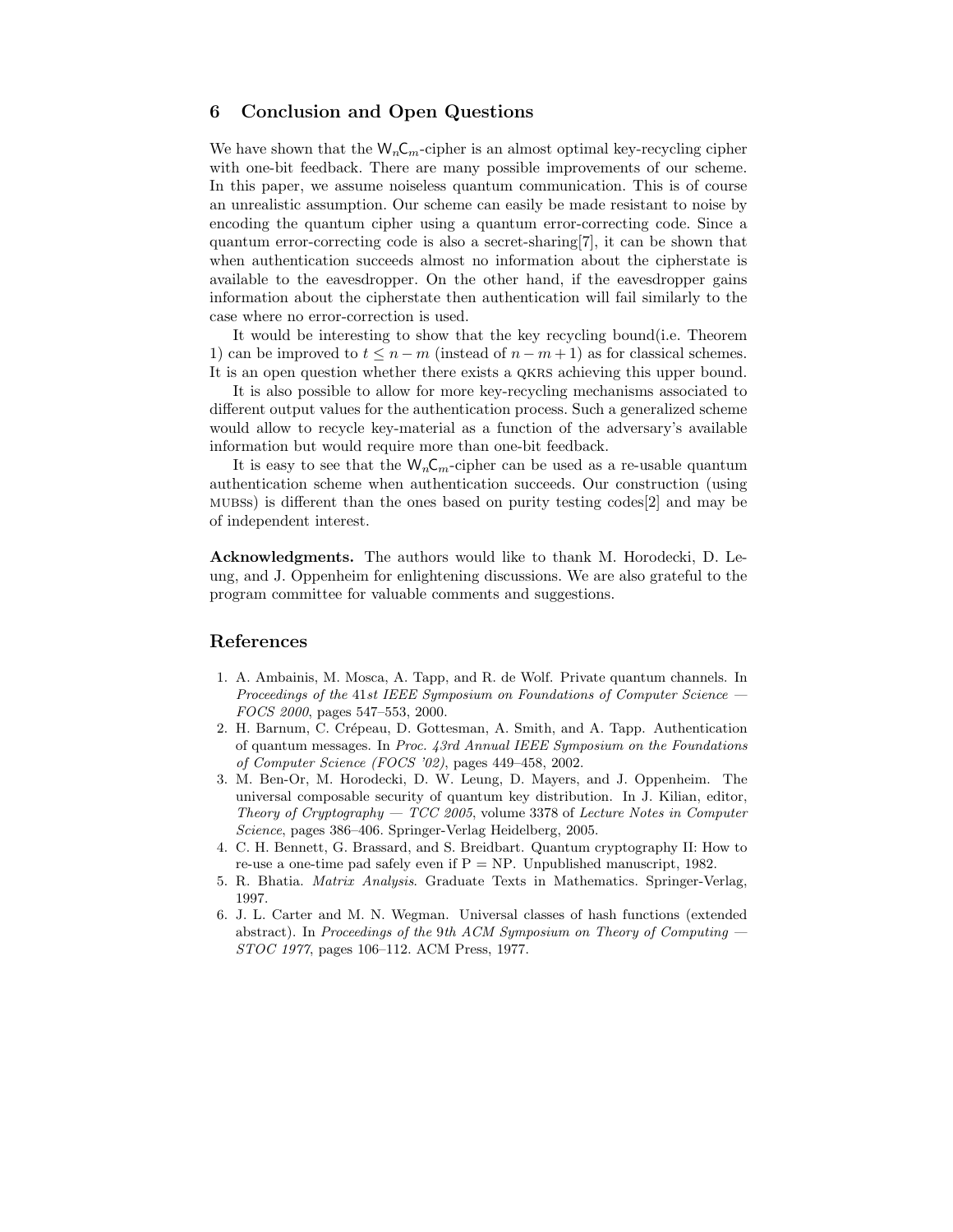## 6 Conclusion and Open Questions

We have shown that the $\mathsf{W}_n\mathsf{C}_m$-cipher is an almost optimal key-recycling cipher with one-bit feedback. There are many possible improvements of our scheme. In this paper, we assume noiseless quantum communication. This is of course an unrealistic assumption. Our scheme can easily be made resistant to noise by encoding the quantum cipher using a quantum error-correcting code. Since a quantum error-correcting code is also a secret-sharing[7], it can be shown that when authentication succeeds almost no information about the cipherstate is available to the eavesdropper. On the other hand, if the eavesdropper gains information about the cipherstate then authentication will fail similarly to the case where no error-correction is used.

It would be interesting to show that the key recycling bound(i.e. Theorem 1) can be improved to $t \leq n - m$ (instead of $n - m + 1$) as for classical schemes. It is an open question whether there exists a QKRS achieving this upper bound.

It is also possible to allow for more key-recycling mechanisms associated to different output values for the authentication process. Such a generalized scheme would allow to recycle key-material as a function of the adversary's available information but would require more than one-bit feedback.

It is easy to see that the $\mathsf{W}_n\mathsf{C}_m$-cipher can be used as a re-usable quantum authentication scheme when authentication succeeds. Our construction (using MUBSs) is different than the ones based on purity testing codes[2] and may be of independent interest.

**Acknowledgments.** The authors would like to thank M. Horodecki, D. Leung, and J. Oppenheim for enlightening discussions. We are also grateful to the program committee for valuable comments and suggestions.

## References

1. A. Ambainis, M. Mosca, A. Tapp, and R. de Wolf. Private quantum channels. In *Proceedings of the 41st IEEE Symposium on Foundations of Computer Science — FOCS 2000*, pages 547–553, 2000.
2. H. Barnum, C. Crépeau, D. Gottesman, A. Smith, and A. Tapp. Authentication of quantum messages. In *Proc. 43rd Annual IEEE Symposium on the Foundations of Computer Science (FOCS '02)*, pages 449–458, 2002.
3. M. Ben-Or, M. Horodecki, D. W. Leung, D. Mayers, and J. Oppenheim. The universal composable security of quantum key distribution. In J. Kilian, editor, *Theory of Cryptography — TCC 2005*, volume 3378 of *Lecture Notes in Computer Science*, pages 386–406. Springer-Verlag Heidelberg, 2005.
4. C. H. Bennett, G. Brassard, and S. Breidbart. Quantum cryptography II: How to re-use a one-time pad safely even if P = NP. Unpublished manuscript, 1982.
5. R. Bhatia. *Matrix Analysis*. Graduate Texts in Mathematics. Springer-Verlag, 1997.
6. J. L. Carter and M. N. Wegman. Universal classes of hash functions (extended abstract). In *Proceedings of the 9th ACM Symposium on Theory of Computing — STOC 1977*, pages 106–112. ACM Press, 1977.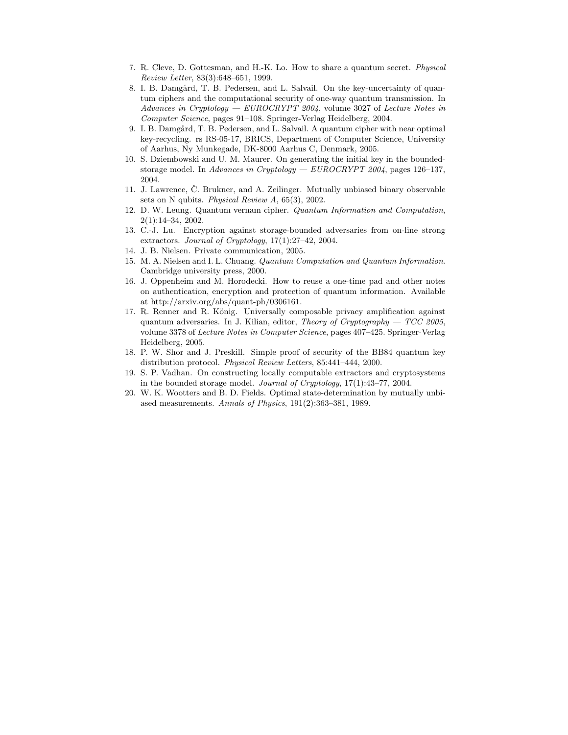7. R. Cleve, D. Gottesman, and H.-K. Lo. How to share a quantum secret. *Physical Review Letter*, 83(3):648–651, 1999.
8. I. B. Damgård, T. B. Pedersen, and L. Salvail. On the key-uncertainty of quantum ciphers and the computational security of one-way quantum transmission. In *Advances in Cryptology — EUROCRYPT 2004*, volume 3027 of *Lecture Notes in Computer Science*, pages 91–108. Springer-Verlag Heidelberg, 2004.
9. I. B. Damgård, T. B. Pedersen, and L. Salvail. A quantum cipher with near optimal key-recycling. rs RS-05-17, BRICS, Department of Computer Science, University of Aarhus, Ny Munkegade, DK-8000 Aarhus C, Denmark, 2005.
10. S. Dziembowski and U. M. Maurer. On generating the initial key in the bounded-storage model. In *Advances in Cryptology — EUROCRYPT 2004*, pages 126–137, 2004.
11. J. Lawrence, Č. Brukner, and A. Zeilinger. Mutually unbiased binary observable sets on N qubits. *Physical Review A*, 65(3), 2002.
12. D. W. Leung. Quantum vernam cipher. *Quantum Information and Computation*, 2(1):14–34, 2002.
13. C.-J. Lu. Encryption against storage-bounded adversaries from on-line strong extractors. *Journal of Cryptology*, 17(1):27–42, 2004.
14. J. B. Nielsen. Private communication, 2005.
15. M. A. Nielsen and I. L. Chuang. *Quantum Computation and Quantum Information*. Cambridge university press, 2000.
16. J. Oppenheim and M. Horodecki. How to reuse a one-time pad and other notes on authentication, encryption and protection of quantum information. Available at http://arxiv.org/abs/quant-ph/0306161.
17. R. Renner and R. König. Universally composable privacy amplification against quantum adversaries. In J. Kilian, editor, *Theory of Cryptography — TCC 2005*, volume 3378 of *Lecture Notes in Computer Science*, pages 407–425. Springer-Verlag Heidelberg, 2005.
18. P. W. Shor and J. Preskill. Simple proof of security of the BB84 quantum key distribution protocol. *Physical Review Letters*, 85:441–444, 2000.
19. S. P. Vadhan. On constructing locally computable extractors and cryptosystems in the bounded storage model. *Journal of Cryptology*, 17(1):43–77, 2004.
20. W. K. Wootters and B. D. Fields. Optimal state-determination by mutually unbiased measurements. *Annals of Physics*, 191(2):363–381, 1989.